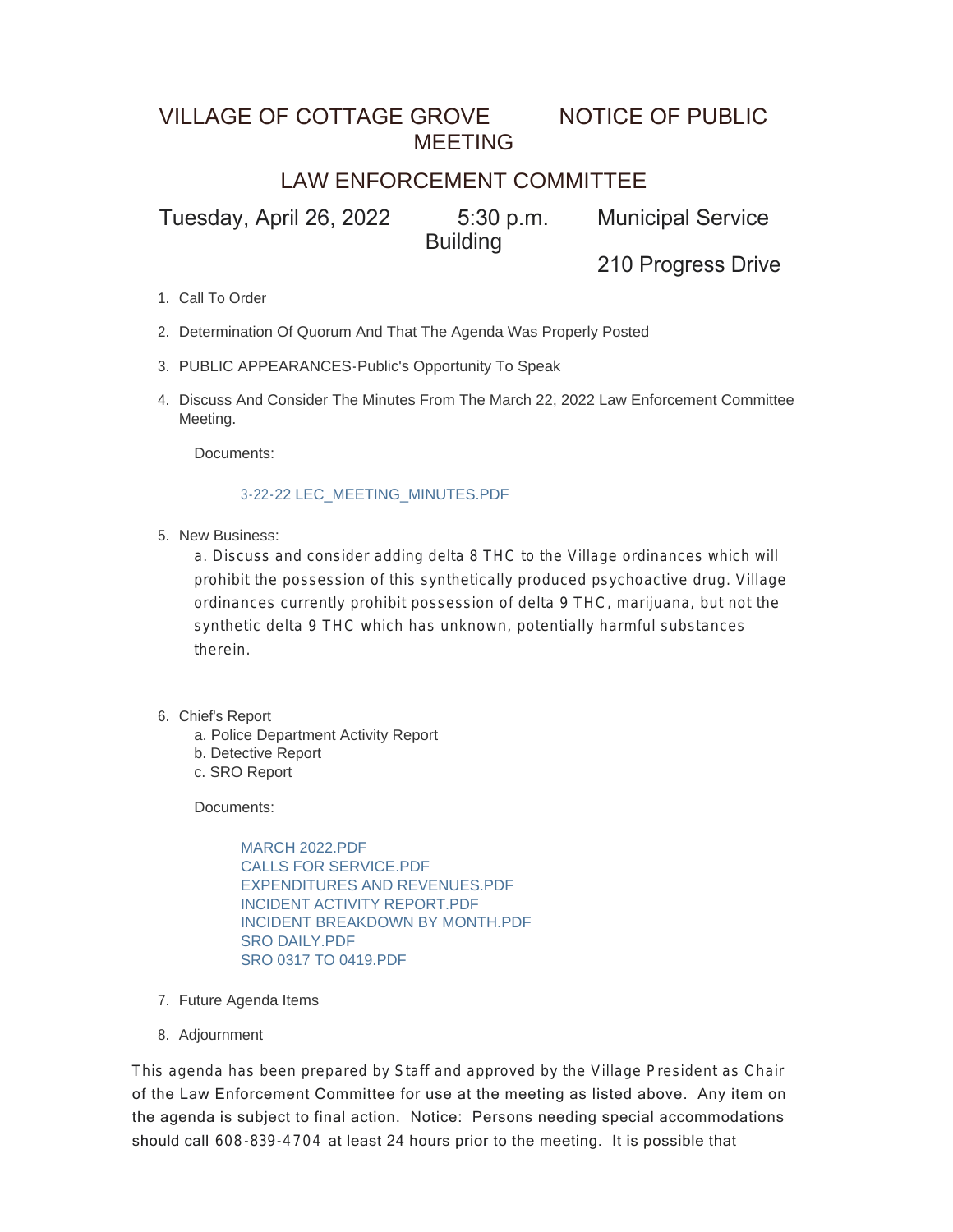# VILLAGE OF COTTAGE GROVE NOTICE OF PUBLIC MEETING

## LAW ENFORCEMENT COMMITTEE

Tuesday, April 26, 2022 5:30 p.m. Municipal Service Building

210 Progress Drive

1. Call To Order
2. Determination Of Quorum And That The Agenda Was Properly Posted
3. PUBLIC APPEARANCES-Public's Opportunity To Speak
4. Discuss And Consider The Minutes From The March 22, 2022 Law Enforcement Committee Meeting.

   Documents:

   3-22-22 LEC_MEETING_MINUTES.PDF

5. New Business:

   a. Discuss and consider adding delta 8 THC to the Village ordinances which will prohibit the possession of this synthetically produced psychoactive drug. Village ordinances currently prohibit possession of delta 9 THC, marijuana, but not the synthetic delta 9 THC which has unknown, potentially harmful substances therein.

6. Chief's Report

   a. Police Department Activity Report
   b. Detective Report
   c. SRO Report

   Documents:

   MARCH 2022.PDF
   CALLS FOR SERVICE.PDF
   EXPENDITURES AND REVENUES.PDF
   INCIDENT ACTIVITY REPORT.PDF
   INCIDENT BREAKDOWN BY MONTH.PDF
   SRO DAILY.PDF
   SRO 0317 TO 0419.PDF

7. Future Agenda Items
8. Adjournment

This agenda has been prepared by Staff and approved by the Village President as Chair of the Law Enforcement Committee for use at the meeting as listed above. Any item on the agenda is subject to final action. Notice: Persons needing special accommodations should call 608-839-4704 at least 24 hours prior to the meeting. It is possible that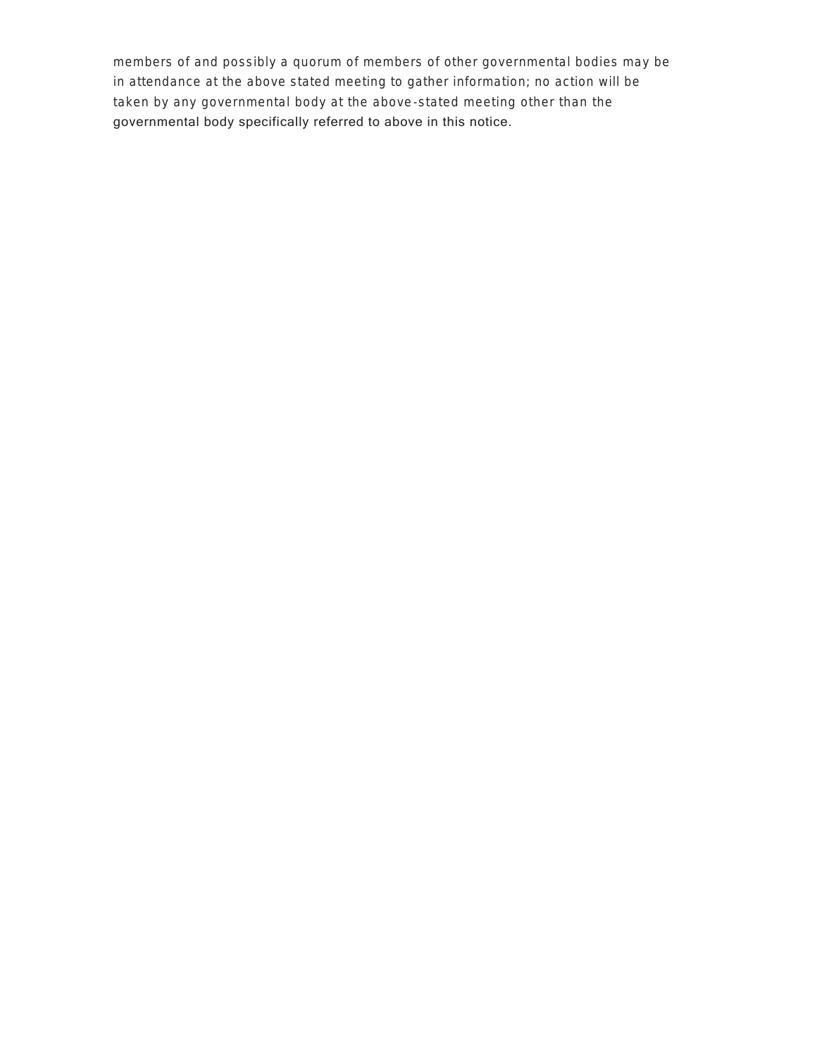members of and possibly a quorum of members of other governmental bodies may be in attendance at the above stated meeting to gather information; no action will be taken by any governmental body at the above-stated meeting other than the governmental body specifically referred to above in this notice.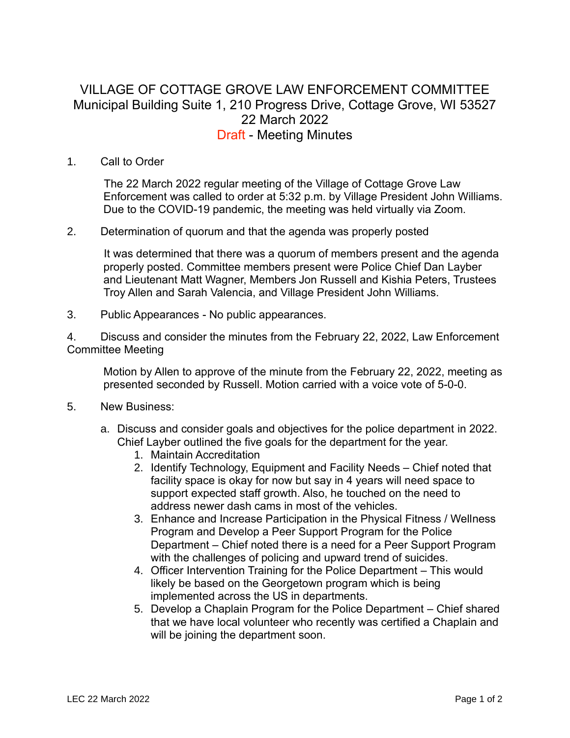# VILLAGE OF COTTAGE GROVE LAW ENFORCEMENT COMMITTEE
Municipal Building Suite 1, 210 Progress Drive, Cottage Grove, WI 53527
22 March 2022
Draft - Meeting Minutes

1. Call to Order

   The 22 March 2022 regular meeting of the Village of Cottage Grove Law Enforcement was called to order at 5:32 p.m. by Village President John Williams. Due to the COVID-19 pandemic, the meeting was held virtually via Zoom.

2. Determination of quorum and that the agenda was properly posted

   It was determined that there was a quorum of members present and the agenda properly posted. Committee members present were Police Chief Dan Layber and Lieutenant Matt Wagner, Members Jon Russell and Kishia Peters, Trustees Troy Allen and Sarah Valencia, and Village President John Williams.

3. Public Appearances - No public appearances.

4. Discuss and consider the minutes from the February 22, 2022, Law Enforcement Committee Meeting

   Motion by Allen to approve of the minute from the February 22, 2022, meeting as presented seconded by Russell. Motion carried with a voice vote of 5-0-0.

5. New Business:

   a. Discuss and consider goals and objectives for the police department in 2022. Chief Layber outlined the five goals for the department for the year.
      1. Maintain Accreditation
      2. Identify Technology, Equipment and Facility Needs – Chief noted that facility space is okay for now but say in 4 years will need space to support expected staff growth. Also, he touched on the need to address newer dash cams in most of the vehicles.
      3. Enhance and Increase Participation in the Physical Fitness / Wellness Program and Develop a Peer Support Program for the Police Department – Chief noted there is a need for a Peer Support Program with the challenges of policing and upward trend of suicides.
      4. Officer Intervention Training for the Police Department – This would likely be based on the Georgetown program which is being implemented across the US in departments.
      5. Develop a Chaplain Program for the Police Department – Chief shared that we have local volunteer who recently was certified a Chaplain and will be joining the department soon.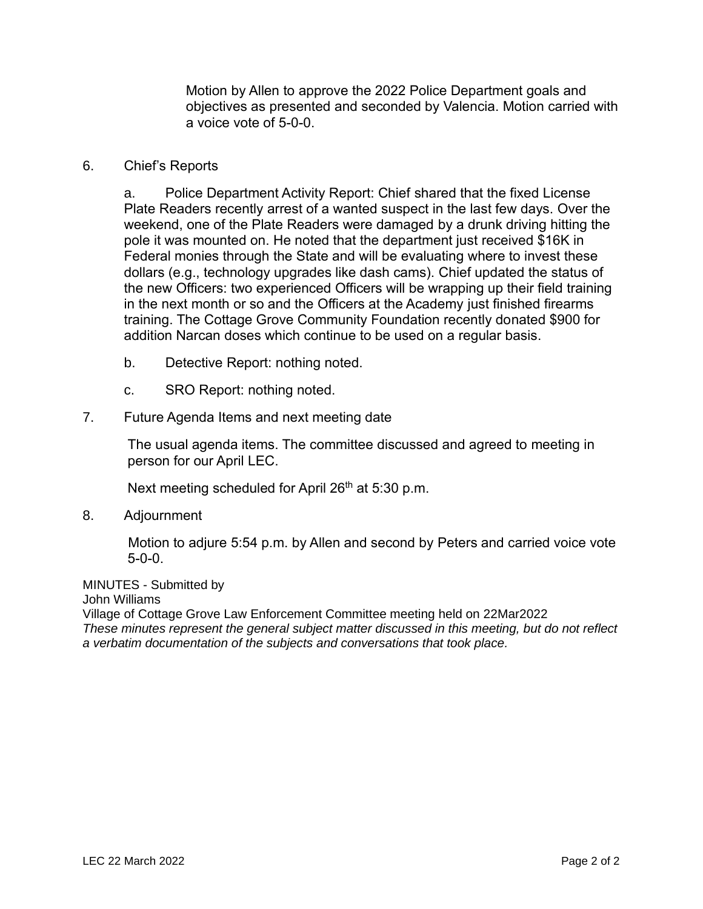Motion by Allen to approve the 2022 Police Department goals and objectives as presented and seconded by Valencia. Motion carried with a voice vote of 5-0-0.

6. Chief's Reports

   a. Police Department Activity Report: Chief shared that the fixed License Plate Readers recently arrest of a wanted suspect in the last few days. Over the weekend, one of the Plate Readers were damaged by a drunk driving hitting the pole it was mounted on. He noted that the department just received $16K in Federal monies through the State and will be evaluating where to invest these dollars (e.g., technology upgrades like dash cams). Chief updated the status of the new Officers: two experienced Officers will be wrapping up their field training in the next month or so and the Officers at the Academy just finished firearms training. The Cottage Grove Community Foundation recently donated $900 for addition Narcan doses which continue to be used on a regular basis.

   b. Detective Report: nothing noted.

   c. SRO Report: nothing noted.

7. Future Agenda Items and next meeting date

   The usual agenda items. The committee discussed and agreed to meeting in person for our April LEC.

   Next meeting scheduled for April 26th at 5:30 p.m.

8. Adjournment

   Motion to adjure 5:54 p.m. by Allen and second by Peters and carried voice vote 5-0-0.

MINUTES - Submitted by
John Williams
Village of Cottage Grove Law Enforcement Committee meeting held on 22Mar2022
*These minutes represent the general subject matter discussed in this meeting, but do not reflect a verbatim documentation of the subjects and conversations that took place.*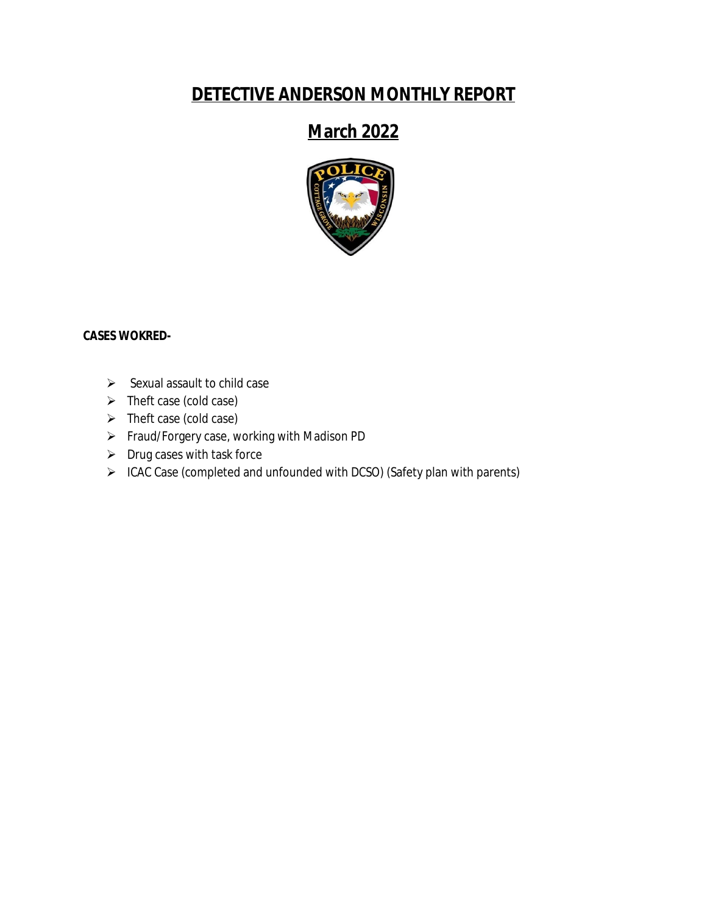# DETECTIVE ANDERSON MONTHLY REPORT

# March 2022

**CASES WOKRED-**

- Sexual assault to child case
- Theft case (cold case)
- Theft case (cold case)
- Fraud/Forgery case, working with Madison PD
- Drug cases with task force
- ICAC Case (completed and unfounded with DCSO) (Safety plan with parents)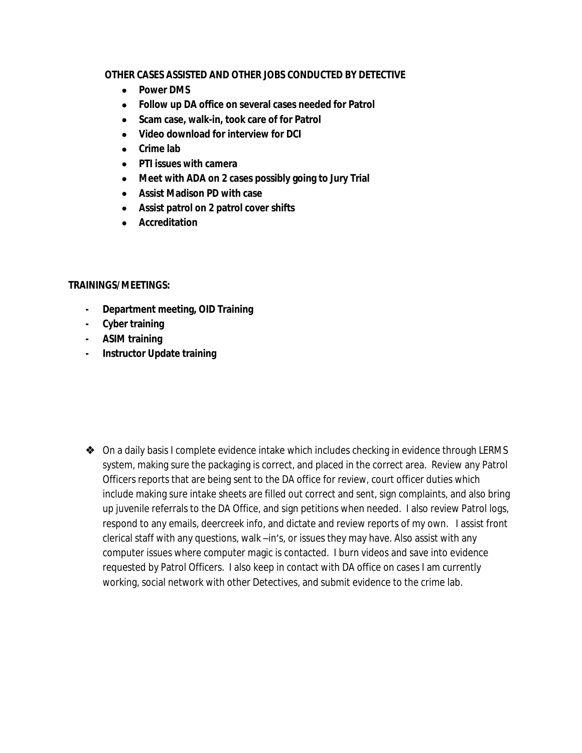**OTHER CASES ASSISTED AND OTHER JOBS CONDUCTED BY DETECTIVE**

- **Power DMS**
- **Follow up DA office on several cases needed for Patrol**
- **Scam case, walk-in, took care of for Patrol**
- **Video download for interview for DCI**
- **Crime lab**
- **PTI issues with camera**
- **Meet with ADA on 2 cases possibly going to Jury Trial**
- **Assist Madison PD with case**
- **Assist patrol on 2 patrol cover shifts**
- **Accreditation**

**TRAININGS/MEETINGS:**

- **Department meeting, OID Training**
- **Cyber training**
- **ASIM training**
- **Instructor Update training**

❖ On a daily basis I complete evidence intake which includes checking in evidence through LERMS system, making sure the packaging is correct, and placed in the correct area. Review any Patrol Officers reports that are being sent to the DA office for review, court officer duties which include making sure intake sheets are filled out correct and sent, sign complaints, and also bring up juvenile referrals to the DA Office, and sign petitions when needed. I also review Patrol logs, respond to any emails, deercreek info, and dictate and review reports of my own. I assist front clerical staff with any questions, walk –in's, or issues they may have. Also assist with any computer issues where computer magic is contacted. I burn videos and save into evidence requested by Patrol Officers. I also keep in contact with DA office on cases I am currently working, social network with other Detectives, and submit evidence to the crime lab.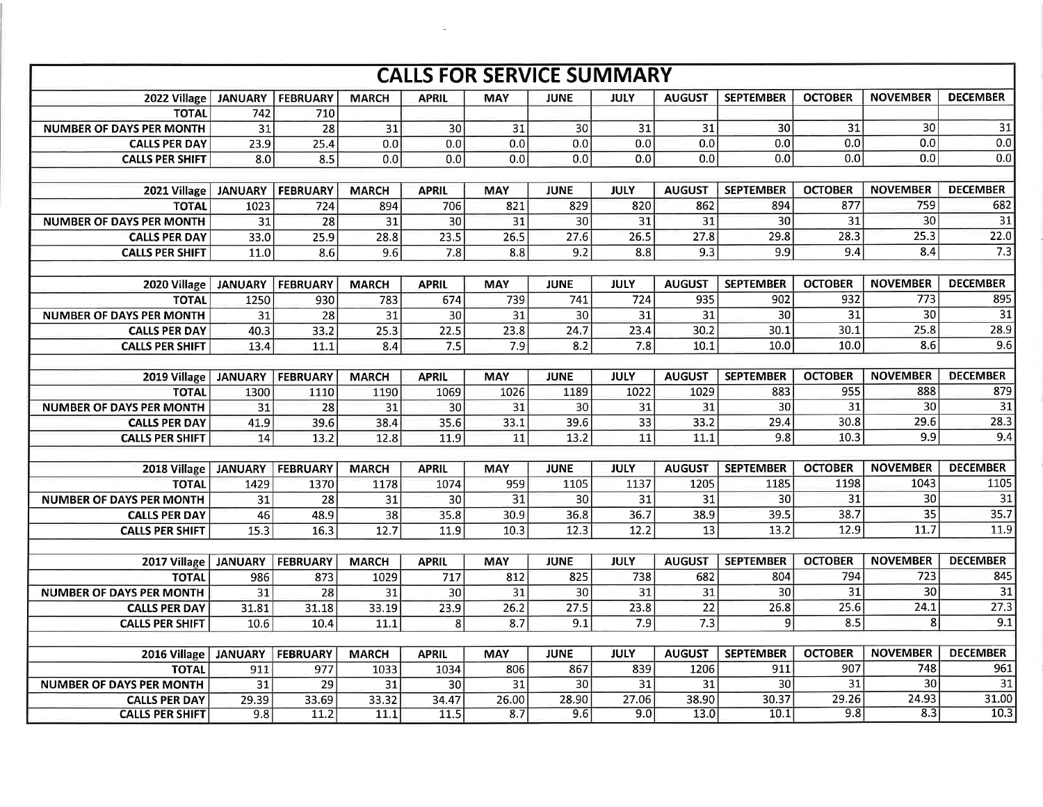# CALLS FOR SERVICE SUMMARY

| 2022 Village | JANUARY | FEBRUARY | MARCH | APRIL | MAY | JUNE | JULY | AUGUST | SEPTEMBER | OCTOBER | NOVEMBER | DECEMBER |
|---|---|---|---|---|---|---|---|---|---|---|---|---|
| TOTAL | 742 | 710 | | | | | | | | | | |
| NUMBER OF DAYS PER MONTH | 31 | 28 | 31 | 30 | 31 | 30 | 31 | 31 | 30 | 31 | 30 | 31 |
| CALLS PER DAY | 23.9 | 25.4 | 0.0 | 0.0 | 0.0 | 0.0 | 0.0 | 0.0 | 0.0 | 0.0 | 0.0 | 0.0 |
| CALLS PER SHIFT | 8.0 | 8.5 | 0.0 | 0.0 | 0.0 | 0.0 | 0.0 | 0.0 | 0.0 | 0.0 | 0.0 | 0.0 |

| 2021 Village | JANUARY | FEBRUARY | MARCH | APRIL | MAY | JUNE | JULY | AUGUST | SEPTEMBER | OCTOBER | NOVEMBER | DECEMBER |
|---|---|---|---|---|---|---|---|---|---|---|---|---|
| TOTAL | 1023 | 724 | 894 | 706 | 821 | 829 | 820 | 862 | 894 | 877 | 759 | 682 |
| NUMBER OF DAYS PER MONTH | 31 | 28 | 31 | 30 | 31 | 30 | 31 | 31 | 30 | 31 | 30 | 31 |
| CALLS PER DAY | 33.0 | 25.9 | 28.8 | 23.5 | 26.5 | 27.6 | 26.5 | 27.8 | 29.8 | 28.3 | 25.3 | 22.0 |
| CALLS PER SHIFT | 11.0 | 8.6 | 9.6 | 7.8 | 8.8 | 9.2 | 8.8 | 9.3 | 9.9 | 9.4 | 8.4 | 7.3 |

| 2020 Village | JANUARY | FEBRUARY | MARCH | APRIL | MAY | JUNE | JULY | AUGUST | SEPTEMBER | OCTOBER | NOVEMBER | DECEMBER |
|---|---|---|---|---|---|---|---|---|---|---|---|---|
| TOTAL | 1250 | 930 | 783 | 674 | 739 | 741 | 724 | 935 | 902 | 932 | 773 | 895 |
| NUMBER OF DAYS PER MONTH | 31 | 28 | 31 | 30 | 31 | 30 | 31 | 31 | 30 | 31 | 30 | 31 |
| CALLS PER DAY | 40.3 | 33.2 | 25.3 | 22.5 | 23.8 | 24.7 | 23.4 | 30.2 | 30.1 | 30.1 | 25.8 | 28.9 |
| CALLS PER SHIFT | 13.4 | 11.1 | 8.4 | 7.5 | 7.9 | 8.2 | 7.8 | 10.1 | 10.0 | 10.0 | 8.6 | 9.6 |

| 2019 Village | JANUARY | FEBRUARY | MARCH | APRIL | MAY | JUNE | JULY | AUGUST | SEPTEMBER | OCTOBER | NOVEMBER | DECEMBER |
|---|---|---|---|---|---|---|---|---|---|---|---|---|
| TOTAL | 1300 | 1110 | 1190 | 1069 | 1026 | 1189 | 1022 | 1029 | 883 | 955 | 888 | 879 |
| NUMBER OF DAYS PER MONTH | 31 | 28 | 31 | 30 | 31 | 30 | 31 | 31 | 30 | 31 | 30 | 31 |
| CALLS PER DAY | 41.9 | 39.6 | 38.4 | 35.6 | 33.1 | 39.6 | 33 | 33.2 | 29.4 | 30.8 | 29.6 | 28.3 |
| CALLS PER SHIFT | 14 | 13.2 | 12.8 | 11.9 | 11 | 13.2 | 11 | 11.1 | 9.8 | 10.3 | 9.9 | 9.4 |

| 2018 Village | JANUARY | FEBRUARY | MARCH | APRIL | MAY | JUNE | JULY | AUGUST | SEPTEMBER | OCTOBER | NOVEMBER | DECEMBER |
|---|---|---|---|---|---|---|---|---|---|---|---|---|
| TOTAL | 1429 | 1370 | 1178 | 1074 | 959 | 1105 | 1137 | 1205 | 1185 | 1198 | 1043 | 1105 |
| NUMBER OF DAYS PER MONTH | 31 | 28 | 31 | 30 | 31 | 30 | 31 | 31 | 30 | 31 | 30 | 31 |
| CALLS PER DAY | 46 | 48.9 | 38 | 35.8 | 30.9 | 36.8 | 36.7 | 38.9 | 39.5 | 38.7 | 35 | 35.7 |
| CALLS PER SHIFT | 15.3 | 16.3 | 12.7 | 11.9 | 10.3 | 12.3 | 12.2 | 13 | 13.2 | 12.9 | 11.7 | 11.9 |

| 2017 Village | JANUARY | FEBRUARY | MARCH | APRIL | MAY | JUNE | JULY | AUGUST | SEPTEMBER | OCTOBER | NOVEMBER | DECEMBER |
|---|---|---|---|---|---|---|---|---|---|---|---|---|
| TOTAL | 986 | 873 | 1029 | 717 | 812 | 825 | 738 | 682 | 804 | 794 | 723 | 845 |
| NUMBER OF DAYS PER MONTH | 31 | 28 | 31 | 30 | 31 | 30 | 31 | 31 | 30 | 31 | 30 | 31 |
| CALLS PER DAY | 31.81 | 31.18 | 33.19 | 23.9 | 26.2 | 27.5 | 23.8 | 22 | 26.8 | 25.6 | 24.1 | 27.3 |
| CALLS PER SHIFT | 10.6 | 10.4 | 11.1 | 8 | 8.7 | 9.1 | 7.9 | 7.3 | 9 | 8.5 | 8 | 9.1 |

| 2016 Village | JANUARY | FEBRUARY | MARCH | APRIL | MAY | JUNE | JULY | AUGUST | SEPTEMBER | OCTOBER | NOVEMBER | DECEMBER |
|---|---|---|---|---|---|---|---|---|---|---|---|---|
| TOTAL | 911 | 977 | 1033 | 1034 | 806 | 867 | 839 | 1206 | 911 | 907 | 748 | 961 |
| NUMBER OF DAYS PER MONTH | 31 | 29 | 31 | 30 | 31 | 30 | 31 | 31 | 30 | 31 | 30 | 31 |
| CALLS PER DAY | 29.39 | 33.69 | 33.32 | 34.47 | 26.00 | 28.90 | 27.06 | 38.90 | 30.37 | 29.26 | 24.93 | 31.00 |
| CALLS PER SHIFT | 9.8 | 11.2 | 11.1 | 11.5 | 8.7 | 9.6 | 9.0 | 13.0 | 10.1 | 9.8 | 8.3 | 10.3 |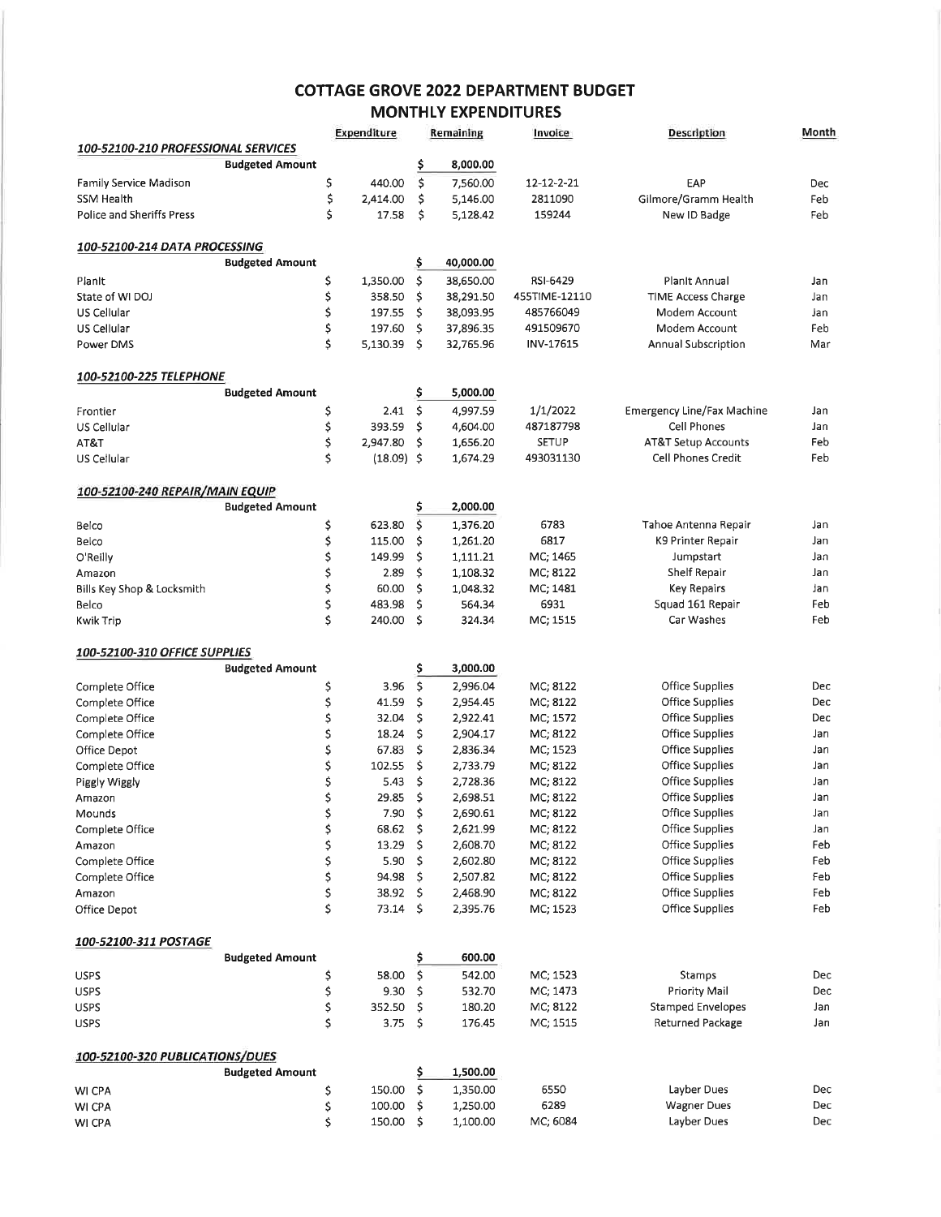# COTTAGE GROVE 2022 DEPARTMENT BUDGET
## MONTHLY EXPENDITURES

| | Expenditure | Remaining | Invoice | Description | Month |
|---|---|---|---|---|---|
| ***100-52100-210 PROFESSIONAL SERVICES*** | | | | | |
| Budgeted Amount | | $ 8,000.00 | | | |
| Family Service Madison | $ 440.00 | $ 7,560.00 | 12-12-2-21 | EAP | Dec |
| SSM Health | $ 2,414.00 | $ 5,146.00 | 2811090 | Gilmore/Gramm Health | Feb |
| Police and Sheriffs Press | $ 17.58 | $ 5,128.42 | 159244 | New ID Badge | Feb |
| ***100-52100-214 DATA PROCESSING*** | | | | | |
| Budgeted Amount | | $ 40,000.00 | | | |
| PlanIt | $ 1,350.00 | $ 38,650.00 | RSI-6429 | PlanIt Annual | Jan |
| State of WI DOJ | $ 358.50 | $ 38,291.50 | 455TIME-12110 | TIME Access Charge | Jan |
| US Cellular | $ 197.55 | $ 38,093.95 | 485766049 | Modem Account | Jan |
| US Cellular | $ 197.60 | $ 37,896.35 | 491509670 | Modem Account | Feb |
| Power DMS | $ 5,130.39 | $ 32,765.96 | INV-17615 | Annual Subscription | Mar |
| ***100-52100-225 TELEPHONE*** | | | | | |
| Budgeted Amount | | $ 5,000.00 | | | |
| Frontier | $ 2.41 | $ 4,997.59 | 1/1/2022 | Emergency Line/Fax Machine | Jan |
| US Cellular | $ 393.59 | $ 4,604.00 | 487187798 | Cell Phones | Jan |
| AT&T | $ 2,947.80 | $ 1,656.20 | SETUP | AT&T Setup Accounts | Feb |
| US Cellular | $ (18.09) | $ 1,674.29 | 493031130 | Cell Phones Credit | Feb |
| ***100-52100-240 REPAIR/MAIN EQUIP*** | | | | | |
| Budgeted Amount | | $ 2,000.00 | | | |
| Belco | $ 623.80 | $ 1,376.20 | 6783 | Tahoe Antenna Repair | Jan |
| Belco | $ 115.00 | $ 1,261.20 | 6817 | K9 Printer Repair | Jan |
| O'Reilly | $ 149.99 | $ 1,111.21 | MC; 1465 | Jumpstart | Jan |
| Amazon | $ 2.89 | $ 1,108.32 | MC; 8122 | Shelf Repair | Jan |
| Bills Key Shop & Locksmith | $ 60.00 | $ 1,048.32 | MC; 1481 | Key Repairs | Jan |
| Belco | $ 483.98 | $ 564.34 | 6931 | Squad 161 Repair | Feb |
| Kwik Trip | $ 240.00 | $ 324.34 | MC; 1515 | Car Washes | Feb |
| ***100-52100-310 OFFICE SUPPLIES*** | | | | | |
| Budgeted Amount | | $ 3,000.00 | | | |
| Complete Office | $ 3.96 | $ 2,996.04 | MC; 8122 | Office Supplies | Dec |
| Complete Office | $ 41.59 | $ 2,954.45 | MC; 8122 | Office Supplies | Dec |
| Complete Office | $ 32.04 | $ 2,922.41 | MC; 1572 | Office Supplies | Dec |
| Complete Office | $ 18.24 | $ 2,904.17 | MC; 8122 | Office Supplies | Jan |
| Office Depot | $ 67.83 | $ 2,836.34 | MC; 1523 | Office Supplies | Jan |
| Complete Office | $ 102.55 | $ 2,733.79 | MC; 8122 | Office Supplies | Jan |
| Piggly Wiggly | $ 5.43 | $ 2,728.36 | MC; 8122 | Office Supplies | Jan |
| Amazon | $ 29.85 | $ 2,698.51 | MC; 8122 | Office Supplies | Jan |
| Mounds | $ 7.90 | $ 2,690.61 | MC; 8122 | Office Supplies | Jan |
| Complete Office | $ 68.62 | $ 2,621.99 | MC; 8122 | Office Supplies | Jan |
| Amazon | $ 13.29 | $ 2,608.70 | MC; 8122 | Office Supplies | Feb |
| Complete Office | $ 5.90 | $ 2,602.80 | MC; 8122 | Office Supplies | Feb |
| Complete Office | $ 94.98 | $ 2,507.82 | MC; 8122 | Office Supplies | Feb |
| Amazon | $ 38.92 | $ 2,468.90 | MC; 8122 | Office Supplies | Feb |
| Office Depot | $ 73.14 | $ 2,395.76 | MC; 1523 | Office Supplies | Feb |
| ***100-52100-311 POSTAGE*** | | | | | |
| Budgeted Amount | | $ 600.00 | | | |
| USPS | $ 58.00 | $ 542.00 | MC; 1523 | Stamps | Dec |
| USPS | $ 9.30 | $ 532.70 | MC; 1473 | Priority Mail | Dec |
| USPS | $ 352.50 | $ 180.20 | MC; 8122 | Stamped Envelopes | Jan |
| USPS | $ 3.75 | $ 176.45 | MC; 1515 | Returned Package | Jan |
| ***100-52100-320 PUBLICATIONS/DUES*** | | | | | |
| Budgeted Amount | | $ 1,500.00 | | | |
| WI CPA | $ 150.00 | $ 1,350.00 | 6550 | Layber Dues | Dec |
| WI CPA | $ 100.00 | $ 1,250.00 | 6289 | Wagner Dues | Dec |
| WI CPA | $ 150.00 | $ 1,100.00 | MC; 6084 | Layber Dues | Dec |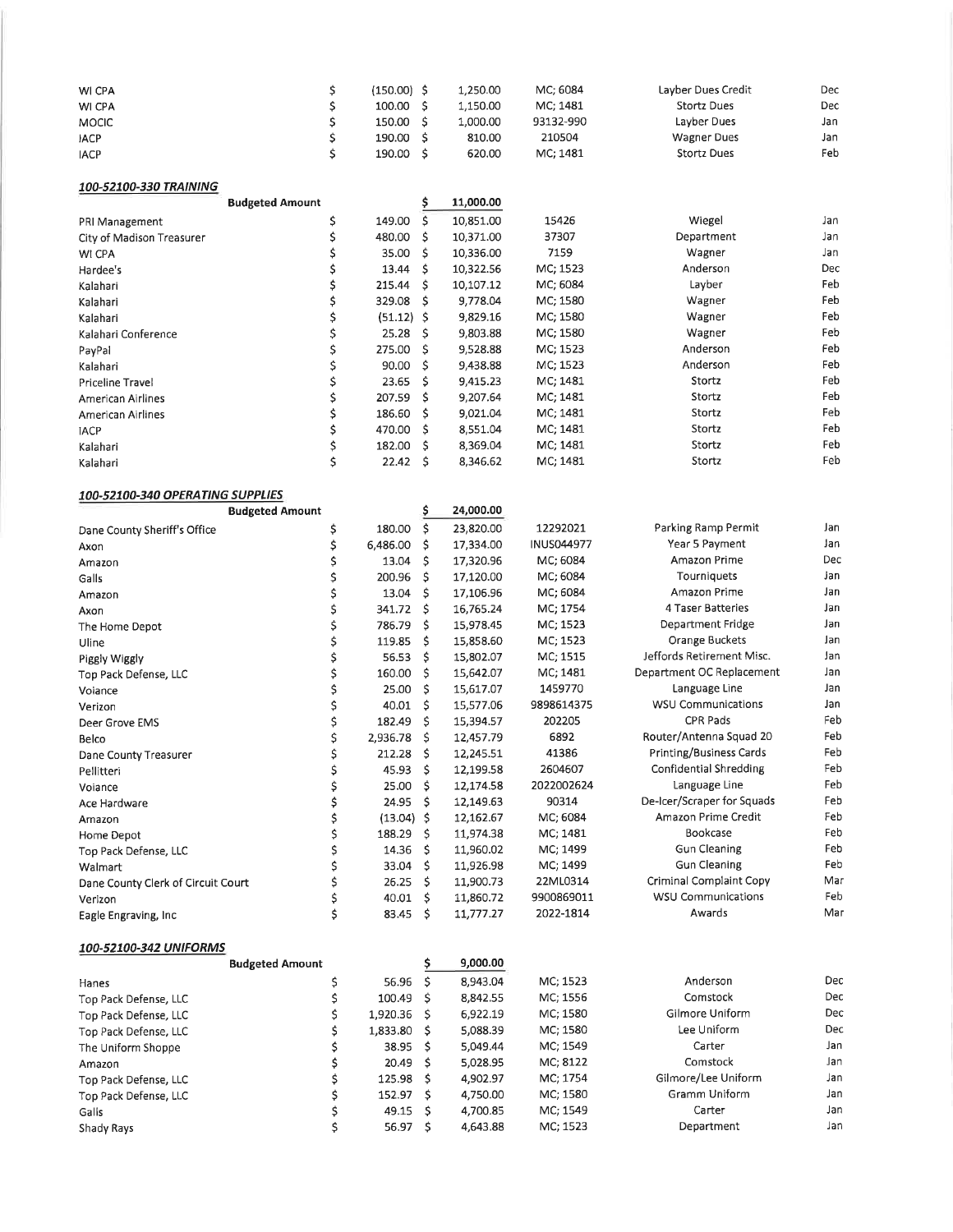| | | | | | |
|---|---|---|---|---|---|
| WI CPA | $ (150.00) | $ 1,250.00 | MC; 6084 | Layber Dues Credit | Dec |
| WI CPA | $ 100.00 | $ 1,150.00 | MC; 1481 | Stortz Dues | Dec |
| MOCIC | $ 150.00 | $ 1,000.00 | 93132-990 | Layber Dues | Jan |
| IACP | $ 190.00 | $ 810.00 | 210504 | Wagner Dues | Jan |
| IACP | $ 190.00 | $ 620.00 | MC; 1481 | Stortz Dues | Feb |

***100-52100-330 TRAINING***

| Budgeted Amount | | $ 11,000.00 | | | |
|---|---|---|---|---|---|
| PRI Management | $ 149.00 | $ 10,851.00 | 15426 | Wiegel | Jan |
| City of Madison Treasurer | $ 480.00 | $ 10,371.00 | 37307 | Department | Jan |
| WI CPA | $ 35.00 | $ 10,336.00 | 7159 | Wagner | Jan |
| Hardee's | $ 13.44 | $ 10,322.56 | MC; 1523 | Anderson | Dec |
| Kalahari | $ 215.44 | $ 10,107.12 | MC; 6084 | Layber | Feb |
| Kalahari | $ 329.08 | $ 9,778.04 | MC; 1580 | Wagner | Feb |
| Kalahari | $ (51.12) | $ 9,829.16 | MC; 1580 | Wagner | Feb |
| Kalahari Conference | $ 25.28 | $ 9,803.88 | MC; 1580 | Wagner | Feb |
| PayPal | $ 275.00 | $ 9,528.88 | MC; 1523 | Anderson | Feb |
| Kalahari | $ 90.00 | $ 9,438.88 | MC; 1523 | Anderson | Feb |
| Priceline Travel | $ 23.65 | $ 9,415.23 | MC; 1481 | Stortz | Feb |
| American Airlines | $ 207.59 | $ 9,207.64 | MC; 1481 | Stortz | Feb |
| American Airlines | $ 186.60 | $ 9,021.04 | MC; 1481 | Stortz | Feb |
| IACP | $ 470.00 | $ 8,551.04 | MC; 1481 | Stortz | Feb |
| Kalahari | $ 182.00 | $ 8,369.04 | MC; 1481 | Stortz | Feb |
| Kalahari | $ 22.42 | $ 8,346.62 | MC; 1481 | Stortz | Feb |

***100-52100-340 OPERATING SUPPLIES***

| Budgeted Amount | | $ 24,000.00 | | | |
|---|---|---|---|---|---|
| Dane County Sheriff's Office | $ 180.00 | $ 23,820.00 | 12292021 | Parking Ramp Permit | Jan |
| Axon | $ 6,486.00 | $ 17,334.00 | INUS044977 | Year 5 Payment | Jan |
| Amazon | $ 13.04 | $ 17,320.96 | MC; 6084 | Amazon Prime | Dec |
| Galls | $ 200.96 | $ 17,120.00 | MC; 6084 | Tourniquets | Jan |
| Amazon | $ 13.04 | $ 17,106.96 | MC; 6084 | Amazon Prime | Jan |
| Axon | $ 341.72 | $ 16,765.24 | MC; 1754 | 4 Taser Batteries | Jan |
| The Home Depot | $ 786.79 | $ 15,978.45 | MC; 1523 | Department Fridge | Jan |
| Uline | $ 119.85 | $ 15,858.60 | MC; 1523 | Orange Buckets | Jan |
| Piggly Wiggly | $ 56.53 | $ 15,802.07 | MC; 1515 | Jeffords Retirement Misc. | Jan |
| Top Pack Defense, LLC | $ 160.00 | $ 15,642.07 | MC; 1481 | Department OC Replacement | Jan |
| Voiance | $ 25.00 | $ 15,617.07 | 1459770 | Language Line | Jan |
| Verizon | $ 40.01 | $ 15,577.06 | 9898614375 | WSU Communications | Jan |
| Deer Grove EMS | $ 182.49 | $ 15,394.57 | 202205 | CPR Pads | Feb |
| Belco | $ 2,936.78 | $ 12,457.79 | 6892 | Router/Antenna Squad 20 | Feb |
| Dane County Treasurer | $ 212.28 | $ 12,245.51 | 41386 | Printing/Business Cards | Feb |
| Pellitteri | $ 45.93 | $ 12,199.58 | 2604607 | Confidential Shredding | Feb |
| Voiance | $ 25.00 | $ 12,174.58 | 2022002624 | Language Line | Feb |
| Ace Hardware | $ 24.95 | $ 12,149.63 | 90314 | De-Icer/Scraper for Squads | Feb |
| Amazon | $ (13.04) | $ 12,162.67 | MC; 6084 | Amazon Prime Credit | Feb |
| Home Depot | $ 188.29 | $ 11,974.38 | MC; 1481 | Bookcase | Feb |
| Top Pack Defense, LLC | $ 14.36 | $ 11,960.02 | MC; 1499 | Gun Cleaning | Feb |
| Walmart | $ 33.04 | $ 11,926.98 | MC; 1499 | Gun Cleaning | Feb |
| Dane County Clerk of Circuit Court | $ 26.25 | $ 11,900.73 | 22ML0314 | Criminal Complaint Copy | Mar |
| Verizon | $ 40.01 | $ 11,860.72 | 9900869011 | WSU Communications | Feb |
| Eagle Engraving, Inc | $ 83.45 | $ 11,777.27 | 2022-1814 | Awards | Mar |

***100-52100-342 UNIFORMS***

| Budgeted Amount | | $ 9,000.00 | | | |
|---|---|---|---|---|---|
| Hanes | $ 56.96 | $ 8,943.04 | MC; 1523 | Anderson | Dec |
| Top Pack Defense, LLC | $ 100.49 | $ 8,842.55 | MC; 1556 | Comstock | Dec |
| Top Pack Defense, LLC | $ 1,920.36 | $ 6,922.19 | MC; 1580 | Gilmore Uniform | Dec |
| Top Pack Defense, LLC | $ 1,833.80 | $ 5,088.39 | MC; 1580 | Lee Uniform | Dec |
| The Uniform Shoppe | $ 38.95 | $ 5,049.44 | MC; 1549 | Carter | Jan |
| Amazon | $ 20.49 | $ 5,028.95 | MC; 8122 | Comstock | Jan |
| Top Pack Defense, LLC | $ 125.98 | $ 4,902.97 | MC; 1754 | Gilmore/Lee Uniform | Jan |
| Top Pack Defense, LLC | $ 152.97 | $ 4,750.00 | MC; 1580 | Gramm Uniform | Jan |
| Galls | $ 49.15 | $ 4,700.85 | MC; 1549 | Carter | Jan |
| Shady Rays | $ 56.97 | $ 4,643.88 | MC; 1523 | Department | Jan |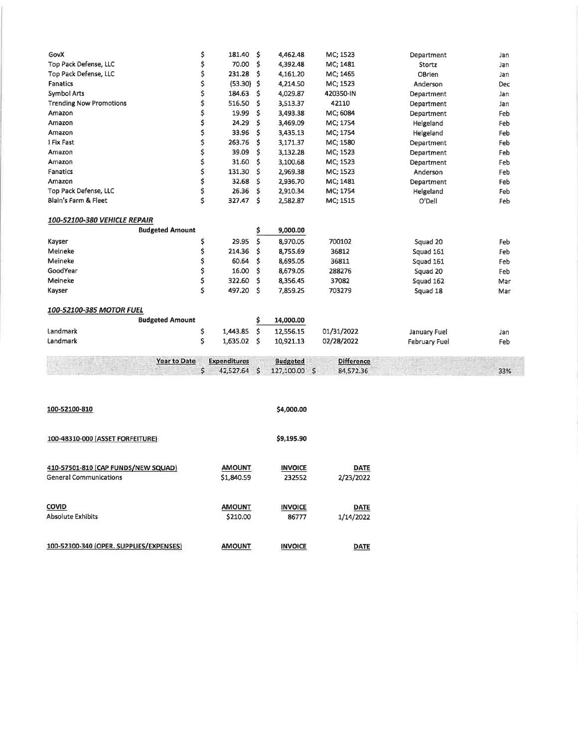| | | | | | |
|---|---|---|---|---|---|
| GovX | $ 181.40 | $ 4,462.48 | MC; 1523 | Department | Jan |
| Top Pack Defense, LLC | $ 70.00 | $ 4,392.48 | MC; 1481 | Stortz | Jan |
| Top Pack Defense, LLC | $ 231.28 | $ 4,161.20 | MC; 1465 | OBrien | Jan |
| Fanatics | $ (53.30) | $ 4,214.50 | MC; 1523 | Anderson | Dec |
| Symbol Arts | $ 184.63 | $ 4,029.87 | 420350-IN | Department | Jan |
| Trending Now Promotions | $ 516.50 | $ 3,513.37 | 42110 | Department | Jan |
| Amazon | $ 19.99 | $ 3,493.38 | MC; 6084 | Department | Feb |
| Amazon | $ 24.29 | $ 3,469.09 | MC; 1754 | Helgeland | Feb |
| Amazon | $ 33.96 | $ 3,435.13 | MC; 1754 | Helgeland | Feb |
| I Fix Fast | $ 263.76 | $ 3,171.37 | MC; 1580 | Department | Feb |
| Amazon | $ 39.09 | $ 3,132.28 | MC; 1523 | Department | Feb |
| Amazon | $ 31.60 | $ 3,100.68 | MC; 1523 | Department | Feb |
| Fanatics | $ 131.30 | $ 2,969.38 | MC; 1523 | Anderson | Feb |
| Amazon | $ 32.68 | $ 2,936.70 | MC; 1481 | Department | Feb |
| Top Pack Defense, LLC | $ 26.36 | $ 2,910.34 | MC; 1754 | Helgeland | Feb |
| Blain's Farm & Fleet | $ 327.47 | $ 2,582.87 | MC; 1515 | O'Dell | Feb |

***100-52100-380 VEHICLE REPAIR***

| | | | | | |
|---|---|---|---|---|---|
| **Budgeted Amount** | | $ 9,000.00 | | | |
| Kayser | $ 29.95 | $ 8,970.05 | 700102 | Squad 20 | Feb |
| Meineke | $ 214.36 | $ 8,755.69 | 36812 | Squad 161 | Feb |
| Meineke | $ 60.64 | $ 8,695.05 | 36811 | Squad 161 | Feb |
| GoodYear | $ 16.00 | $ 8,679.05 | 288276 | Squad 20 | Feb |
| Meineke | $ 322.60 | $ 8,356.45 | 37082 | Squad 162 | Mar |
| Kayser | $ 497.20 | $ 7,859.25 | 703279 | Squad 18 | Mar |

***100-52100-385 MOTOR FUEL***

| | | | | | |
|---|---|---|---|---|---|
| **Budgeted Amount** | | $ 14,000.00 | | | |
| Landmark | $ 1,443.85 | $ 12,556.15 | 01/31/2022 | January Fuel | Jan |
| Landmark | $ 1,635.02 | $ 10,921.13 | 02/28/2022 | February Fuel | Feb |

| Year to Date | Expenditures | Budgeted | Difference | |
|---|---|---|---|---|
| | $ 42,527.64 | $ 127,100.00 | $ 84,572.36 | 33% |

**100-52100-810** — $4,000.00

**100-48310-000 (ASSET FORFEITURE)** — $9,195.90

| 410-57501-810 (CAP FUNDS/NEW SQUAD) | AMOUNT | INVOICE | DATE |
|---|---|---|---|
| General Communications | $1,840.59 | 232552 | 2/23/2022 |

| COVID | AMOUNT | INVOICE | DATE |
|---|---|---|---|
| Absolute Exhibits | $210.00 | 86777 | 1/14/2022 |

| 100-52300-340 (OPER. SUPPLIES/EXPENSES) | AMOUNT | INVOICE | DATE |
|---|---|---|---|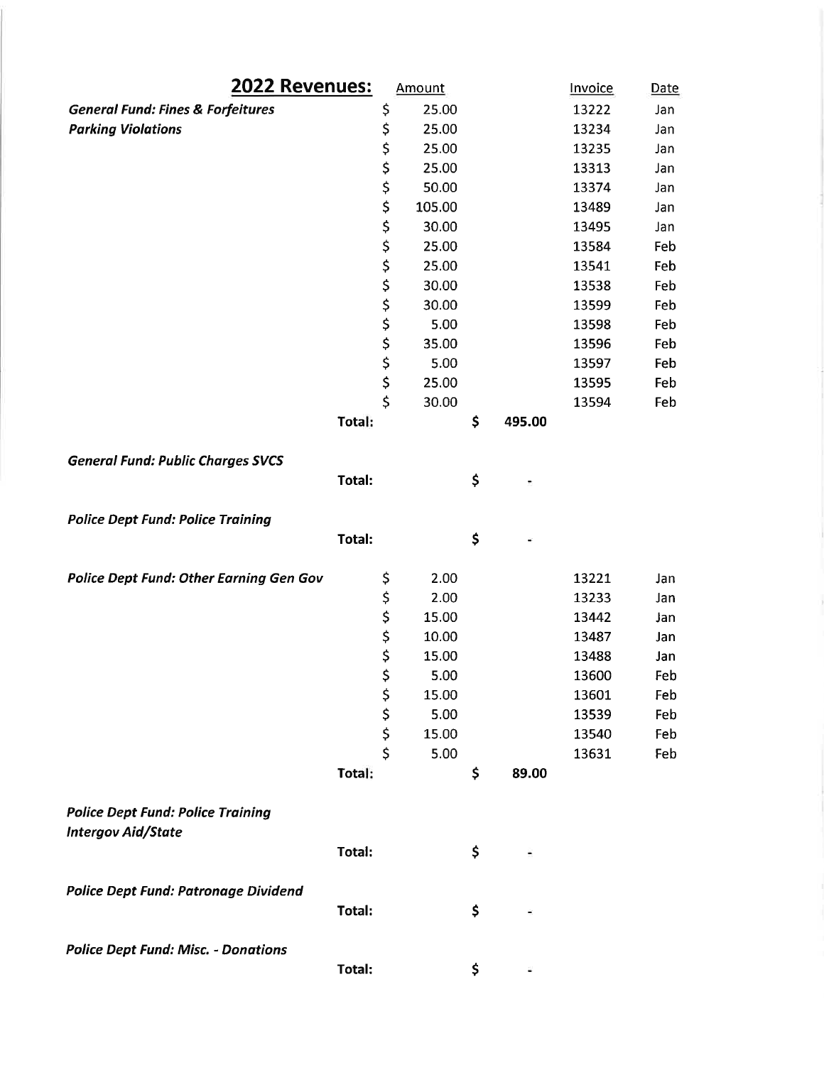## 2022 Revenues:

| | Amount | Total | Invoice | Date |
|---|---|---|---|---|
| ***General Fund: Fines & Forfeitures*** | $ 25.00 | | 13222 | Jan |
| ***Parking Violations*** | $ 25.00 | | 13234 | Jan |
| | $ 25.00 | | 13235 | Jan |
| | $ 25.00 | | 13313 | Jan |
| | $ 50.00 | | 13374 | Jan |
| | $ 105.00 | | 13489 | Jan |
| | $ 30.00 | | 13495 | Jan |
| | $ 25.00 | | 13584 | Feb |
| | $ 25.00 | | 13541 | Feb |
| | $ 30.00 | | 13538 | Feb |
| | $ 30.00 | | 13599 | Feb |
| | $ 5.00 | | 13598 | Feb |
| | $ 35.00 | | 13596 | Feb |
| | $ 5.00 | | 13597 | Feb |
| | $ 25.00 | | 13595 | Feb |
| | $ 30.00 | | 13594 | Feb |
| **Total:** | | $ 495.00 | | |
| ***General Fund: Public Charges SVCS*** | | | | |
| **Total:** | | $ - | | |
| ***Police Dept Fund: Police Training*** | | | | |
| **Total:** | | $ - | | |
| ***Police Dept Fund: Other Earning Gen Gov*** | $ 2.00 | | 13221 | Jan |
| | $ 2.00 | | 13233 | Jan |
| | $ 15.00 | | 13442 | Jan |
| | $ 10.00 | | 13487 | Jan |
| | $ 15.00 | | 13488 | Jan |
| | $ 5.00 | | 13600 | Feb |
| | $ 15.00 | | 13601 | Feb |
| | $ 5.00 | | 13539 | Feb |
| | $ 15.00 | | 13540 | Feb |
| | $ 5.00 | | 13631 | Feb |
| **Total:** | | $ 89.00 | | |
| ***Police Dept Fund: Police Training Intergov Aid/State*** | | | | |
| **Total:** | | $ - | | |
| ***Police Dept Fund: Patronage Dividend*** | | | | |
| **Total:** | | $ - | | |
| ***Police Dept Fund: Misc. - Donations*** | | | | |
| **Total:** | | $ - | | |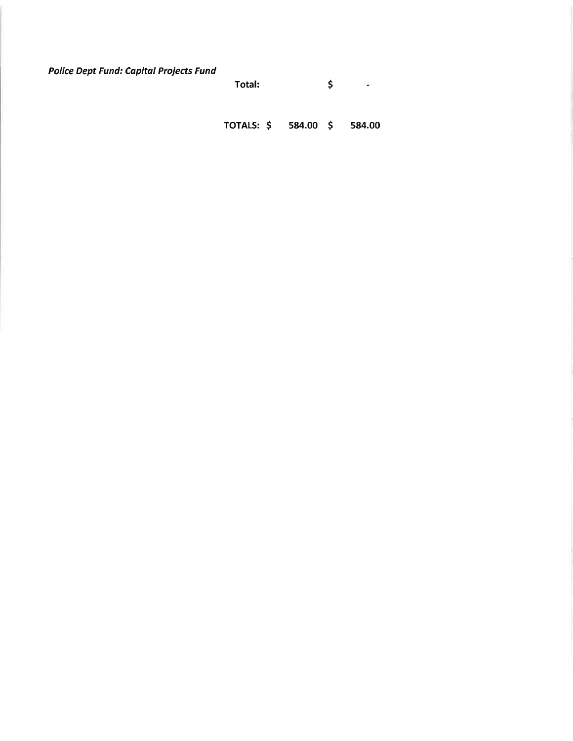***Police Dept Fund: Capital Projects Fund***

| | | | | |
|---|---|---|---|---|
| **Total:** | | | **$** | **-** |
| **TOTALS:** | **$** | **584.00** | **$** | **584.00** |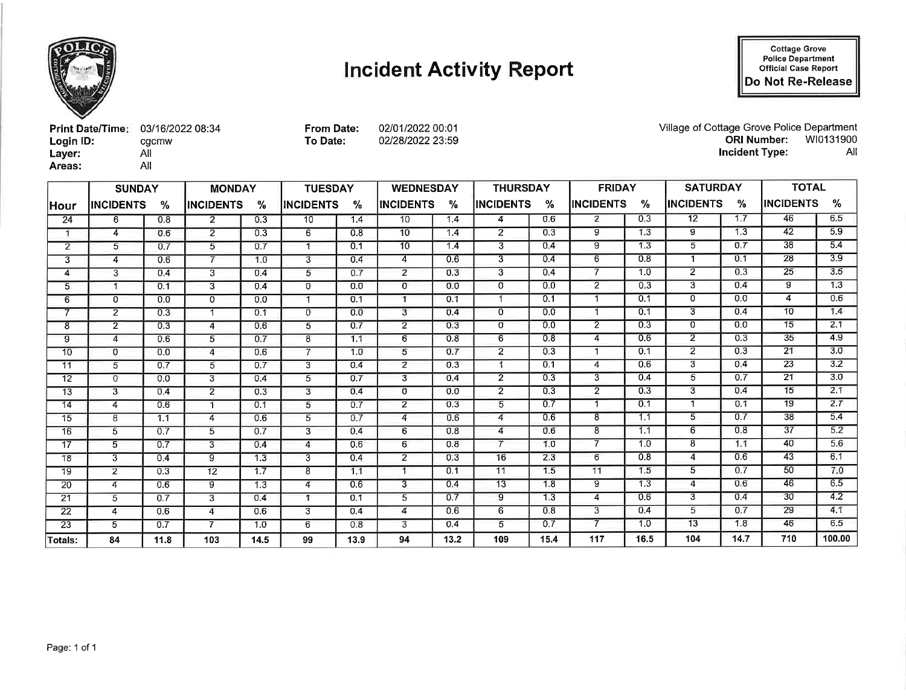# Incident Activity Report

Cottage Grove Police Department Official Case Report
**Do Not Re-Release**

**Print Date/Time:** 03/16/2022 08:34
**Login ID:** cgcmw
**Layer:** All
**Areas:** All

**From Date:** 02/01/2022 00:01
**To Date:** 02/28/2022 23:59

Village of Cottage Grove Police Department
**ORI Number:** WI0131900
**Incident Type:** All

| | SUNDAY | | MONDAY | | TUESDAY | | WEDNESDAY | | THURSDAY | | FRIDAY | | SATURDAY | | TOTAL | |
|---|---|---|---|---|---|---|---|---|---|---|---|---|---|---|---|---|
| Hour | INCIDENTS | % | INCIDENTS | % | INCIDENTS | % | INCIDENTS | % | INCIDENTS | % | INCIDENTS | % | INCIDENTS | % | INCIDENTS | % |
| 24 | 6 | 0.8 | 2 | 0.3 | 10 | 1.4 | 10 | 1.4 | 4 | 0.6 | 2 | 0.3 | 12 | 1.7 | 46 | 6.5 |
| 1 | 4 | 0.6 | 2 | 0.3 | 6 | 0.8 | 10 | 1.4 | 2 | 0.3 | 9 | 1.3 | 9 | 1.3 | 42 | 5.9 |
| 2 | 5 | 0.7 | 5 | 0.7 | 1 | 0.1 | 10 | 1.4 | 3 | 0.4 | 9 | 1.3 | 5 | 0.7 | 38 | 5.4 |
| 3 | 4 | 0.6 | 7 | 1.0 | 3 | 0.4 | 4 | 0.6 | 3 | 0.4 | 6 | 0.8 | 1 | 0.1 | 28 | 3.9 |
| 4 | 3 | 0.4 | 3 | 0.4 | 5 | 0.7 | 2 | 0.3 | 3 | 0.4 | 7 | 1.0 | 2 | 0.3 | 25 | 3.5 |
| 5 | 1 | 0.1 | 3 | 0.4 | 0 | 0.0 | 0 | 0.0 | 0 | 0.0 | 2 | 0.3 | 3 | 0.4 | 9 | 1.3 |
| 6 | 0 | 0.0 | 0 | 0.0 | 1 | 0.1 | 1 | 0.1 | 1 | 0.1 | 1 | 0.1 | 0 | 0.0 | 4 | 0.6 |
| 7 | 2 | 0.3 | 1 | 0.1 | 0 | 0.0 | 3 | 0.4 | 0 | 0.0 | 1 | 0.1 | 3 | 0.4 | 10 | 1.4 |
| 8 | 2 | 0.3 | 4 | 0.6 | 5 | 0.7 | 2 | 0.3 | 0 | 0.0 | 2 | 0.3 | 0 | 0.0 | 15 | 2.1 |
| 9 | 4 | 0.6 | 5 | 0.7 | 8 | 1.1 | 6 | 0.8 | 6 | 0.8 | 4 | 0.6 | 2 | 0.3 | 35 | 4.9 |
| 10 | 0 | 0.0 | 4 | 0.6 | 7 | 1.0 | 5 | 0.7 | 2 | 0.3 | 1 | 0.1 | 2 | 0.3 | 21 | 3.0 |
| 11 | 5 | 0.7 | 5 | 0.7 | 3 | 0.4 | 2 | 0.3 | 1 | 0.1 | 4 | 0.6 | 3 | 0.4 | 23 | 3.2 |
| 12 | 0 | 0.0 | 3 | 0.4 | 5 | 0.7 | 3 | 0.4 | 2 | 0.3 | 3 | 0.4 | 5 | 0.7 | 21 | 3.0 |
| 13 | 3 | 0.4 | 2 | 0.3 | 3 | 0.4 | 0 | 0.0 | 2 | 0.3 | 2 | 0.3 | 3 | 0.4 | 15 | 2.1 |
| 14 | 4 | 0.6 | 1 | 0.1 | 5 | 0.7 | 2 | 0.3 | 5 | 0.7 | 1 | 0.1 | 1 | 0.1 | 19 | 2.7 |
| 15 | 8 | 1.1 | 4 | 0.6 | 5 | 0.7 | 4 | 0.6 | 4 | 0.6 | 8 | 1.1 | 5 | 0.7 | 38 | 5.4 |
| 16 | 5 | 0.7 | 5 | 0.7 | 3 | 0.4 | 6 | 0.8 | 4 | 0.6 | 8 | 1.1 | 6 | 0.8 | 37 | 5.2 |
| 17 | 5 | 0.7 | 3 | 0.4 | 4 | 0.6 | 6 | 0.8 | 7 | 1.0 | 7 | 1.0 | 8 | 1.1 | 40 | 5.6 |
| 18 | 3 | 0.4 | 9 | 1.3 | 3 | 0.4 | 2 | 0.3 | 16 | 2.3 | 6 | 0.8 | 4 | 0.6 | 43 | 6.1 |
| 19 | 2 | 0.3 | 12 | 1.7 | 8 | 1.1 | 1 | 0.1 | 11 | 1.5 | 11 | 1.5 | 5 | 0.7 | 50 | 7.0 |
| 20 | 4 | 0.6 | 9 | 1.3 | 4 | 0.6 | 3 | 0.4 | 13 | 1.8 | 9 | 1.3 | 4 | 0.6 | 46 | 6.5 |
| 21 | 5 | 0.7 | 3 | 0.4 | 1 | 0.1 | 5 | 0.7 | 9 | 1.3 | 4 | 0.6 | 3 | 0.4 | 30 | 4.2 |
| 22 | 4 | 0.6 | 4 | 0.6 | 3 | 0.4 | 4 | 0.6 | 6 | 0.8 | 3 | 0.4 | 5 | 0.7 | 29 | 4.1 |
| 23 | 5 | 0.7 | 7 | 1.0 | 6 | 0.8 | 3 | 0.4 | 5 | 0.7 | 7 | 1.0 | 13 | 1.8 | 46 | 6.5 |
| **Totals:** | **84** | **11.8** | **103** | **14.5** | **99** | **13.9** | **94** | **13.2** | **109** | **15.4** | **117** | **16.5** | **104** | **14.7** | **710** | **100.00** |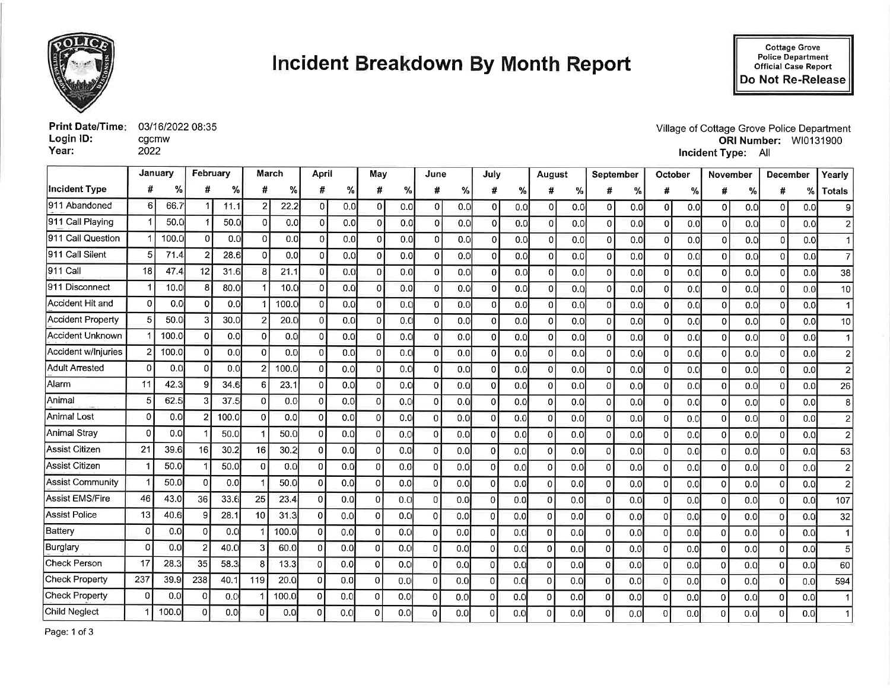# Incident Breakdown By Month Report

Cottage Grove Police Department Official Case Report
**Do Not Re-Release**

**Print Date/Time:** 03/16/2022 08:35
**Login ID:** cgcmw
**Year:** 2022

Village of Cottage Grove Police Department
**ORI Number:** WI0131900
**Incident Type:** All

| | January | | February | | March | | April | | May | | June | | July | | August | | September | | October | | November | | December | | Yearly |
|---|---|---|---|---|---|---|---|---|---|---|---|---|---|---|---|---|---|---|---|---|---|---|---|---|---|
| **Incident Type** | # | % | # | % | # | % | # | % | # | % | # | % | # | % | # | % | # | % | # | % | # | % | # | % | **Totals** |
| 911 Abandoned | 6 | 66.7 | 1 | 11.1 | 2 | 22.2 | 0 | 0.0 | 0 | 0.0 | 0 | 0.0 | 0 | 0.0 | 0 | 0.0 | 0 | 0.0 | 0 | 0.0 | 0 | 0.0 | 0 | 0.0 | 9 |
| 911 Call Playing | 1 | 50.0 | 1 | 50.0 | 0 | 0.0 | 0 | 0.0 | 0 | 0.0 | 0 | 0.0 | 0 | 0.0 | 0 | 0.0 | 0 | 0.0 | 0 | 0.0 | 0 | 0.0 | 0 | 0.0 | 2 |
| 911 Call Question | 1 | 100.0 | 0 | 0.0 | 0 | 0.0 | 0 | 0.0 | 0 | 0.0 | 0 | 0.0 | 0 | 0.0 | 0 | 0.0 | 0 | 0.0 | 0 | 0.0 | 0 | 0.0 | 0 | 0.0 | 1 |
| 911 Call Silent | 5 | 71.4 | 2 | 28.6 | 0 | 0.0 | 0 | 0.0 | 0 | 0.0 | 0 | 0.0 | 0 | 0.0 | 0 | 0.0 | 0 | 0.0 | 0 | 0.0 | 0 | 0.0 | 0 | 0.0 | 7 |
| 911 Call | 18 | 47.4 | 12 | 31.6 | 8 | 21.1 | 0 | 0.0 | 0 | 0.0 | 0 | 0.0 | 0 | 0.0 | 0 | 0.0 | 0 | 0.0 | 0 | 0.0 | 0 | 0.0 | 0 | 0.0 | 38 |
| 911 Disconnect | 1 | 10.0 | 8 | 80.0 | 1 | 10.0 | 0 | 0.0 | 0 | 0.0 | 0 | 0.0 | 0 | 0.0 | 0 | 0.0 | 0 | 0.0 | 0 | 0.0 | 0 | 0.0 | 0 | 0.0 | 10 |
| Accident Hit and | 0 | 0.0 | 0 | 0.0 | 1 | 100.0 | 0 | 0.0 | 0 | 0.0 | 0 | 0.0 | 0 | 0.0 | 0 | 0.0 | 0 | 0.0 | 0 | 0.0 | 0 | 0.0 | 0 | 0.0 | 1 |
| Accident Property | 5 | 50.0 | 3 | 30.0 | 2 | 20.0 | 0 | 0.0 | 0 | 0.0 | 0 | 0.0 | 0 | 0.0 | 0 | 0.0 | 0 | 0.0 | 0 | 0.0 | 0 | 0.0 | 0 | 0.0 | 10 |
| Accident Unknown | 1 | 100.0 | 0 | 0.0 | 0 | 0.0 | 0 | 0.0 | 0 | 0.0 | 0 | 0.0 | 0 | 0.0 | 0 | 0.0 | 0 | 0.0 | 0 | 0.0 | 0 | 0.0 | 0 | 0.0 | 1 |
| Accident w/Injuries | 2 | 100.0 | 0 | 0.0 | 0 | 0.0 | 0 | 0.0 | 0 | 0.0 | 0 | 0.0 | 0 | 0.0 | 0 | 0.0 | 0 | 0.0 | 0 | 0.0 | 0 | 0.0 | 0 | 0.0 | 2 |
| Adult Arrested | 0 | 0.0 | 0 | 0.0 | 2 | 100.0 | 0 | 0.0 | 0 | 0.0 | 0 | 0.0 | 0 | 0.0 | 0 | 0.0 | 0 | 0.0 | 0 | 0.0 | 0 | 0.0 | 0 | 0.0 | 2 |
| Alarm | 11 | 42.3 | 9 | 34.6 | 6 | 23.1 | 0 | 0.0 | 0 | 0.0 | 0 | 0.0 | 0 | 0.0 | 0 | 0.0 | 0 | 0.0 | 0 | 0.0 | 0 | 0.0 | 0 | 0.0 | 26 |
| Animal | 5 | 62.5 | 3 | 37.5 | 0 | 0.0 | 0 | 0.0 | 0 | 0.0 | 0 | 0.0 | 0 | 0.0 | 0 | 0.0 | 0 | 0.0 | 0 | 0.0 | 0 | 0.0 | 0 | 0.0 | 8 |
| Animal Lost | 0 | 0.0 | 2 | 100.0 | 0 | 0.0 | 0 | 0.0 | 0 | 0.0 | 0 | 0.0 | 0 | 0.0 | 0 | 0.0 | 0 | 0.0 | 0 | 0.0 | 0 | 0.0 | 0 | 0.0 | 2 |
| Animal Stray | 0 | 0.0 | 1 | 50.0 | 1 | 50.0 | 0 | 0.0 | 0 | 0.0 | 0 | 0.0 | 0 | 0.0 | 0 | 0.0 | 0 | 0.0 | 0 | 0.0 | 0 | 0.0 | 0 | 0.0 | 2 |
| Assist Citizen | 21 | 39.6 | 16 | 30.2 | 16 | 30.2 | 0 | 0.0 | 0 | 0.0 | 0 | 0.0 | 0 | 0.0 | 0 | 0.0 | 0 | 0.0 | 0 | 0.0 | 0 | 0.0 | 0 | 0.0 | 53 |
| Assist Citizen | 1 | 50.0 | 1 | 50.0 | 0 | 0.0 | 0 | 0.0 | 0 | 0.0 | 0 | 0.0 | 0 | 0.0 | 0 | 0.0 | 0 | 0.0 | 0 | 0.0 | 0 | 0.0 | 0 | 0.0 | 2 |
| Assist Community | 1 | 50.0 | 0 | 0.0 | 1 | 50.0 | 0 | 0.0 | 0 | 0.0 | 0 | 0.0 | 0 | 0.0 | 0 | 0.0 | 0 | 0.0 | 0 | 0.0 | 0 | 0.0 | 0 | 0.0 | 2 |
| Assist EMS/Fire | 46 | 43.0 | 36 | 33.6 | 25 | 23.4 | 0 | 0.0 | 0 | 0.0 | 0 | 0.0 | 0 | 0.0 | 0 | 0.0 | 0 | 0.0 | 0 | 0.0 | 0 | 0.0 | 0 | 0.0 | 107 |
| Assist Police | 13 | 40.6 | 9 | 28.1 | 10 | 31.3 | 0 | 0.0 | 0 | 0.0 | 0 | 0.0 | 0 | 0.0 | 0 | 0.0 | 0 | 0.0 | 0 | 0.0 | 0 | 0.0 | 0 | 0.0 | 32 |
| Battery | 0 | 0.0 | 0 | 0.0 | 1 | 100.0 | 0 | 0.0 | 0 | 0.0 | 0 | 0.0 | 0 | 0.0 | 0 | 0.0 | 0 | 0.0 | 0 | 0.0 | 0 | 0.0 | 0 | 0.0 | 1 |
| Burglary | 0 | 0.0 | 2 | 40.0 | 3 | 60.0 | 0 | 0.0 | 0 | 0.0 | 0 | 0.0 | 0 | 0.0 | 0 | 0.0 | 0 | 0.0 | 0 | 0.0 | 0 | 0.0 | 0 | 0.0 | 5 |
| Check Person | 17 | 28.3 | 35 | 58.3 | 8 | 13.3 | 0 | 0.0 | 0 | 0.0 | 0 | 0.0 | 0 | 0.0 | 0 | 0.0 | 0 | 0.0 | 0 | 0.0 | 0 | 0.0 | 0 | 0.0 | 60 |
| Check Property | 237 | 39.9 | 238 | 40.1 | 119 | 20.0 | 0 | 0.0 | 0 | 0.0 | 0 | 0.0 | 0 | 0.0 | 0 | 0.0 | 0 | 0.0 | 0 | 0.0 | 0 | 0.0 | 0 | 0.0 | 594 |
| Check Property | 0 | 0.0 | 0 | 0.0 | 1 | 100.0 | 0 | 0.0 | 0 | 0.0 | 0 | 0.0 | 0 | 0.0 | 0 | 0.0 | 0 | 0.0 | 0 | 0.0 | 0 | 0.0 | 0 | 0.0 | 1 |
| Child Neglect | 1 | 100.0 | 0 | 0.0 | 0 | 0.0 | 0 | 0.0 | 0 | 0.0 | 0 | 0.0 | 0 | 0.0 | 0 | 0.0 | 0 | 0.0 | 0 | 0.0 | 0 | 0.0 | 0 | 0.0 | 1 |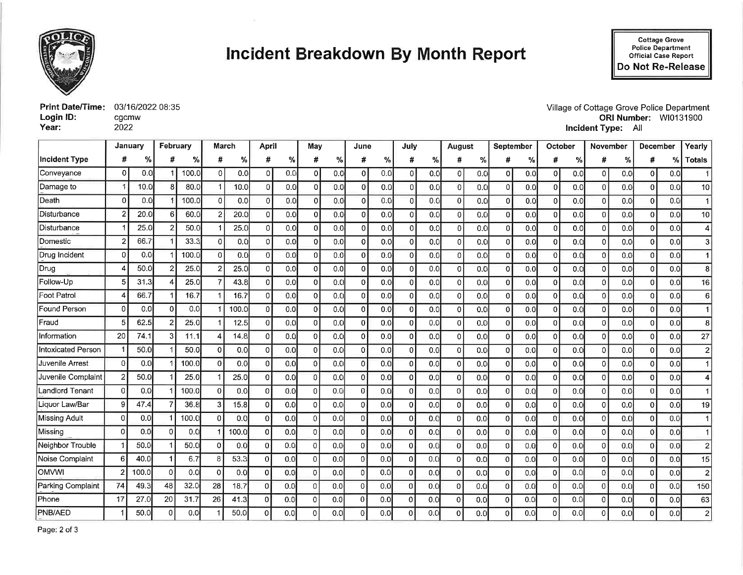# Incident Breakdown By Month Report

Cottage Grove Police Department Official Case Report
**Do Not Re-Release**

**Print Date/Time:** 03/16/2022 08:35
**Login ID:** cgcmw
**Year:** 2022

Village of Cottage Grove Police Department
**ORI Number:** WI0131900
**Incident Type:** All

| | January | | February | | March | | April | | May | | June | | July | | August | | September | | October | | November | | December | | Yearly |
|---|---|---|---|---|---|---|---|---|---|---|---|---|---|---|---|---|---|---|---|---|---|---|---|---|---|
| Incident Type | # | % | # | % | # | % | # | % | # | % | # | % | # | % | # | % | # | % | # | % | # | % | # | % | Totals |
| Conveyance | 0 | 0.0 | 1 | 100.0 | 0 | 0.0 | 0 | 0.0 | 0 | 0.0 | 0 | 0.0 | 0 | 0.0 | 0 | 0.0 | 0 | 0.0 | 0 | 0.0 | 0 | 0.0 | 0 | 0.0 | 1 |
| Damage to | 1 | 10.0 | 8 | 80.0 | 1 | 10.0 | 0 | 0.0 | 0 | 0.0 | 0 | 0.0 | 0 | 0.0 | 0 | 0.0 | 0 | 0.0 | 0 | 0.0 | 0 | 0.0 | 0 | 0.0 | 10 |
| Death | 0 | 0.0 | 1 | 100.0 | 0 | 0.0 | 0 | 0.0 | 0 | 0.0 | 0 | 0.0 | 0 | 0.0 | 0 | 0.0 | 0 | 0.0 | 0 | 0.0 | 0 | 0.0 | 0 | 0.0 | 1 |
| Disturbance | 2 | 20.0 | 6 | 60.0 | 2 | 20.0 | 0 | 0.0 | 0 | 0.0 | 0 | 0.0 | 0 | 0.0 | 0 | 0.0 | 0 | 0.0 | 0 | 0.0 | 0 | 0.0 | 0 | 0.0 | 10 |
| Disturbance | 1 | 25.0 | 2 | 50.0 | 1 | 25.0 | 0 | 0.0 | 0 | 0.0 | 0 | 0.0 | 0 | 0.0 | 0 | 0.0 | 0 | 0.0 | 0 | 0.0 | 0 | 0.0 | 0 | 0.0 | 4 |
| Domestic | 2 | 66.7 | 1 | 33.3 | 0 | 0.0 | 0 | 0.0 | 0 | 0.0 | 0 | 0.0 | 0 | 0.0 | 0 | 0.0 | 0 | 0.0 | 0 | 0.0 | 0 | 0.0 | 0 | 0.0 | 3 |
| Drug Incident | 0 | 0.0 | 1 | 100.0 | 0 | 0.0 | 0 | 0.0 | 0 | 0.0 | 0 | 0.0 | 0 | 0.0 | 0 | 0.0 | 0 | 0.0 | 0 | 0.0 | 0 | 0.0 | 0 | 0.0 | 1 |
| Drug | 4 | 50.0 | 2 | 25.0 | 2 | 25.0 | 0 | 0.0 | 0 | 0.0 | 0 | 0.0 | 0 | 0.0 | 0 | 0.0 | 0 | 0.0 | 0 | 0.0 | 0 | 0.0 | 0 | 0.0 | 8 |
| Follow-Up | 5 | 31.3 | 4 | 25.0 | 7 | 43.8 | 0 | 0.0 | 0 | 0.0 | 0 | 0.0 | 0 | 0.0 | 0 | 0.0 | 0 | 0.0 | 0 | 0.0 | 0 | 0.0 | 0 | 0.0 | 16 |
| Foot Patrol | 4 | 66.7 | 1 | 16.7 | 1 | 16.7 | 0 | 0.0 | 0 | 0.0 | 0 | 0.0 | 0 | 0.0 | 0 | 0.0 | 0 | 0.0 | 0 | 0.0 | 0 | 0.0 | 0 | 0.0 | 6 |
| Found Person | 0 | 0.0 | 0 | 0.0 | 1 | 100.0 | 0 | 0.0 | 0 | 0.0 | 0 | 0.0 | 0 | 0.0 | 0 | 0.0 | 0 | 0.0 | 0 | 0.0 | 0 | 0.0 | 0 | 0.0 | 1 |
| Fraud | 5 | 62.5 | 2 | 25.0 | 1 | 12.5 | 0 | 0.0 | 0 | 0.0 | 0 | 0.0 | 0 | 0.0 | 0 | 0.0 | 0 | 0.0 | 0 | 0.0 | 0 | 0.0 | 0 | 0.0 | 8 |
| Information | 20 | 74.1 | 3 | 11.1 | 4 | 14.8 | 0 | 0.0 | 0 | 0.0 | 0 | 0.0 | 0 | 0.0 | 0 | 0.0 | 0 | 0.0 | 0 | 0.0 | 0 | 0.0 | 0 | 0.0 | 27 |
| Intoxicated Person | 1 | 50.0 | 1 | 50.0 | 0 | 0.0 | 0 | 0.0 | 0 | 0.0 | 0 | 0.0 | 0 | 0.0 | 0 | 0.0 | 0 | 0.0 | 0 | 0.0 | 0 | 0.0 | 0 | 0.0 | 2 |
| Juvenile Arrest | 0 | 0.0 | 1 | 100.0 | 0 | 0.0 | 0 | 0.0 | 0 | 0.0 | 0 | 0.0 | 0 | 0.0 | 0 | 0.0 | 0 | 0.0 | 0 | 0.0 | 0 | 0.0 | 0 | 0.0 | 1 |
| Juvenile Complaint | 2 | 50.0 | 1 | 25.0 | 1 | 25.0 | 0 | 0.0 | 0 | 0.0 | 0 | 0.0 | 0 | 0.0 | 0 | 0.0 | 0 | 0.0 | 0 | 0.0 | 0 | 0.0 | 0 | 0.0 | 4 |
| Landlord Tenant | 0 | 0.0 | 1 | 100.0 | 0 | 0.0 | 0 | 0.0 | 0 | 0.0 | 0 | 0.0 | 0 | 0.0 | 0 | 0.0 | 0 | 0.0 | 0 | 0.0 | 0 | 0.0 | 0 | 0.0 | 1 |
| Liquor Law/Bar | 9 | 47.4 | 7 | 36.8 | 3 | 15.8 | 0 | 0.0 | 0 | 0.0 | 0 | 0.0 | 0 | 0.0 | 0 | 0.0 | 0 | 0.0 | 0 | 0.0 | 0 | 0.0 | 0 | 0.0 | 19 |
| Missing Adult | 0 | 0.0 | 1 | 100.0 | 0 | 0.0 | 0 | 0.0 | 0 | 0.0 | 0 | 0.0 | 0 | 0.0 | 0 | 0.0 | 0 | 0.0 | 0 | 0.0 | 0 | 0.0 | 0 | 0.0 | 1 |
| Missing | 0 | 0.0 | 0 | 0.0 | 1 | 100.0 | 0 | 0.0 | 0 | 0.0 | 0 | 0.0 | 0 | 0.0 | 0 | 0.0 | 0 | 0.0 | 0 | 0.0 | 0 | 0.0 | 0 | 0.0 | 1 |
| Neighbor Trouble | 1 | 50.0 | 1 | 50.0 | 0 | 0.0 | 0 | 0.0 | 0 | 0.0 | 0 | 0.0 | 0 | 0.0 | 0 | 0.0 | 0 | 0.0 | 0 | 0.0 | 0 | 0.0 | 0 | 0.0 | 2 |
| Noise Complaint | 6 | 40.0 | 1 | 6.7 | 8 | 53.3 | 0 | 0.0 | 0 | 0.0 | 0 | 0.0 | 0 | 0.0 | 0 | 0.0 | 0 | 0.0 | 0 | 0.0 | 0 | 0.0 | 0 | 0.0 | 15 |
| OMVWI | 2 | 100.0 | 0 | 0.0 | 0 | 0.0 | 0 | 0.0 | 0 | 0.0 | 0 | 0.0 | 0 | 0.0 | 0 | 0.0 | 0 | 0.0 | 0 | 0.0 | 0 | 0.0 | 0 | 0.0 | 2 |
| Parking Complaint | 74 | 49.3 | 48 | 32.0 | 28 | 18.7 | 0 | 0.0 | 0 | 0.0 | 0 | 0.0 | 0 | 0.0 | 0 | 0.0 | 0 | 0.0 | 0 | 0.0 | 0 | 0.0 | 0 | 0.0 | 150 |
| Phone | 17 | 27.0 | 20 | 31.7 | 26 | 41.3 | 0 | 0.0 | 0 | 0.0 | 0 | 0.0 | 0 | 0.0 | 0 | 0.0 | 0 | 0.0 | 0 | 0.0 | 0 | 0.0 | 0 | 0.0 | 63 |
| PNB/AED | 1 | 50.0 | 0 | 0.0 | 1 | 50.0 | 0 | 0.0 | 0 | 0.0 | 0 | 0.0 | 0 | 0.0 | 0 | 0.0 | 0 | 0.0 | 0 | 0.0 | 0 | 0.0 | 0 | 0.0 | 2 |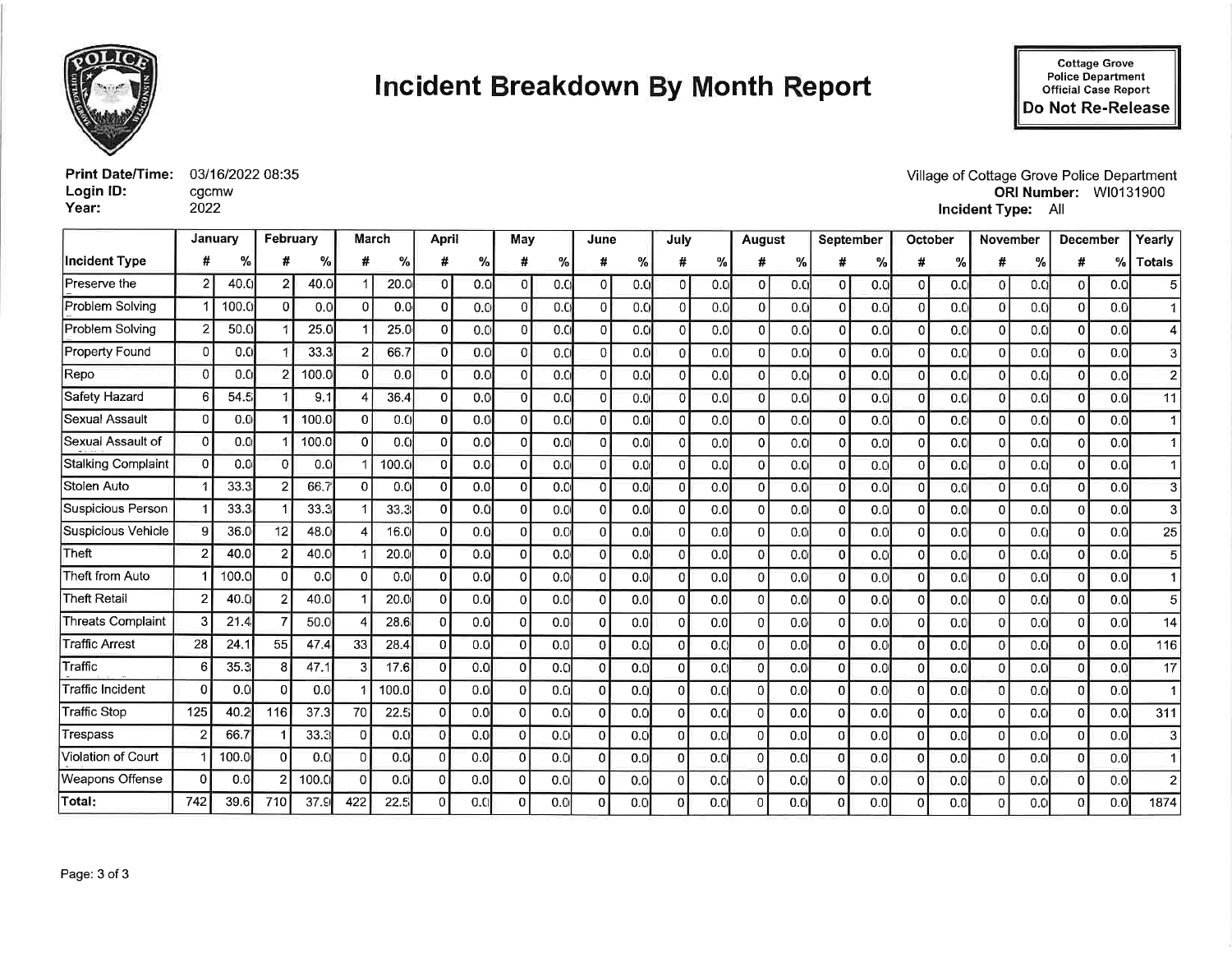# Incident Breakdown By Month Report

Cottage Grove Police Department
Official Case Report
**Do Not Re-Release**

**Print Date/Time:** 03/16/2022 08:35
**Login ID:** cgcmw
**Year:** 2022

Village of Cottage Grove Police Department
**ORI Number:** WI0131900
**Incident Type:** All

| | January | | February | | March | | April | | May | | June | | July | | August | | September | | October | | November | | December | | Yearly |
|---|---|---|---|---|---|---|---|---|---|---|---|---|---|---|---|---|---|---|---|---|---|---|---|---|---|
| **Incident Type** | # | % | # | % | # | % | # | % | # | % | # | % | # | % | # | % | # | % | # | % | # | % | # | % | Totals |
| Preserve the | 2 | 40.0 | 2 | 40.0 | 1 | 20.0 | 0 | 0.0 | 0 | 0.0 | 0 | 0.0 | 0 | 0.0 | 0 | 0.0 | 0 | 0.0 | 0 | 0.0 | 0 | 0.0 | 0 | 0.0 | 5 |
| Problem Solving | 1 | 100.0 | 0 | 0.0 | 0 | 0.0 | 0 | 0.0 | 0 | 0.0 | 0 | 0.0 | 0 | 0.0 | 0 | 0.0 | 0 | 0.0 | 0 | 0.0 | 0 | 0.0 | 0 | 0.0 | 1 |
| Problem Solving | 2 | 50.0 | 1 | 25.0 | 1 | 25.0 | 0 | 0.0 | 0 | 0.0 | 0 | 0.0 | 0 | 0.0 | 0 | 0.0 | 0 | 0.0 | 0 | 0.0 | 0 | 0.0 | 0 | 0.0 | 4 |
| Property Found | 0 | 0.0 | 1 | 33.3 | 2 | 66.7 | 0 | 0.0 | 0 | 0.0 | 0 | 0.0 | 0 | 0.0 | 0 | 0.0 | 0 | 0.0 | 0 | 0.0 | 0 | 0.0 | 0 | 0.0 | 3 |
| Repo | 0 | 0.0 | 2 | 100.0 | 0 | 0.0 | 0 | 0.0 | 0 | 0.0 | 0 | 0.0 | 0 | 0.0 | 0 | 0.0 | 0 | 0.0 | 0 | 0.0 | 0 | 0.0 | 0 | 0.0 | 2 |
| Safety Hazard | 6 | 54.5 | 1 | 9.1 | 4 | 36.4 | 0 | 0.0 | 0 | 0.0 | 0 | 0.0 | 0 | 0.0 | 0 | 0.0 | 0 | 0.0 | 0 | 0.0 | 0 | 0.0 | 0 | 0.0 | 11 |
| Sexual Assault | 0 | 0.0 | 1 | 100.0 | 0 | 0.0 | 0 | 0.0 | 0 | 0.0 | 0 | 0.0 | 0 | 0.0 | 0 | 0.0 | 0 | 0.0 | 0 | 0.0 | 0 | 0.0 | 0 | 0.0 | 1 |
| Sexual Assault of | 0 | 0.0 | 1 | 100.0 | 0 | 0.0 | 0 | 0.0 | 0 | 0.0 | 0 | 0.0 | 0 | 0.0 | 0 | 0.0 | 0 | 0.0 | 0 | 0.0 | 0 | 0.0 | 0 | 0.0 | 1 |
| Stalking Complaint | 0 | 0.0 | 0 | 0.0 | 1 | 100.0 | 0 | 0.0 | 0 | 0.0 | 0 | 0.0 | 0 | 0.0 | 0 | 0.0 | 0 | 0.0 | 0 | 0.0 | 0 | 0.0 | 0 | 0.0 | 1 |
| Stolen Auto | 1 | 33.3 | 2 | 66.7 | 0 | 0.0 | 0 | 0.0 | 0 | 0.0 | 0 | 0.0 | 0 | 0.0 | 0 | 0.0 | 0 | 0.0 | 0 | 0.0 | 0 | 0.0 | 0 | 0.0 | 3 |
| Suspicious Person | 1 | 33.3 | 1 | 33.3 | 1 | 33.3 | 0 | 0.0 | 0 | 0.0 | 0 | 0.0 | 0 | 0.0 | 0 | 0.0 | 0 | 0.0 | 0 | 0.0 | 0 | 0.0 | 0 | 0.0 | 3 |
| Suspicious Vehicle | 9 | 36.0 | 12 | 48.0 | 4 | 16.0 | 0 | 0.0 | 0 | 0.0 | 0 | 0.0 | 0 | 0.0 | 0 | 0.0 | 0 | 0.0 | 0 | 0.0 | 0 | 0.0 | 0 | 0.0 | 25 |
| Theft | 2 | 40.0 | 2 | 40.0 | 1 | 20.0 | 0 | 0.0 | 0 | 0.0 | 0 | 0.0 | 0 | 0.0 | 0 | 0.0 | 0 | 0.0 | 0 | 0.0 | 0 | 0.0 | 0 | 0.0 | 5 |
| Theft from Auto | 1 | 100.0 | 0 | 0.0 | 0 | 0.0 | 0 | 0.0 | 0 | 0.0 | 0 | 0.0 | 0 | 0.0 | 0 | 0.0 | 0 | 0.0 | 0 | 0.0 | 0 | 0.0 | 0 | 0.0 | 1 |
| Theft Retail | 2 | 40.0 | 2 | 40.0 | 1 | 20.0 | 0 | 0.0 | 0 | 0.0 | 0 | 0.0 | 0 | 0.0 | 0 | 0.0 | 0 | 0.0 | 0 | 0.0 | 0 | 0.0 | 0 | 0.0 | 5 |
| Threats Complaint | 3 | 21.4 | 7 | 50.0 | 4 | 28.6 | 0 | 0.0 | 0 | 0.0 | 0 | 0.0 | 0 | 0.0 | 0 | 0.0 | 0 | 0.0 | 0 | 0.0 | 0 | 0.0 | 0 | 0.0 | 14 |
| Traffic Arrest | 28 | 24.1 | 55 | 47.4 | 33 | 28.4 | 0 | 0.0 | 0 | 0.0 | 0 | 0.0 | 0 | 0.0 | 0 | 0.0 | 0 | 0.0 | 0 | 0.0 | 0 | 0.0 | 0 | 0.0 | 116 |
| Traffic | 6 | 35.3 | 8 | 47.1 | 3 | 17.6 | 0 | 0.0 | 0 | 0.0 | 0 | 0.0 | 0 | 0.0 | 0 | 0.0 | 0 | 0.0 | 0 | 0.0 | 0 | 0.0 | 0 | 0.0 | 17 |
| Traffic Incident | 0 | 0.0 | 0 | 0.0 | 1 | 100.0 | 0 | 0.0 | 0 | 0.0 | 0 | 0.0 | 0 | 0.0 | 0 | 0.0 | 0 | 0.0 | 0 | 0.0 | 0 | 0.0 | 0 | 0.0 | 1 |
| Traffic Stop | 125 | 40.2 | 116 | 37.3 | 70 | 22.5 | 0 | 0.0 | 0 | 0.0 | 0 | 0.0 | 0 | 0.0 | 0 | 0.0 | 0 | 0.0 | 0 | 0.0 | 0 | 0.0 | 0 | 0.0 | 311 |
| Trespass | 2 | 66.7 | 1 | 33.3 | 0 | 0.0 | 0 | 0.0 | 0 | 0.0 | 0 | 0.0 | 0 | 0.0 | 0 | 0.0 | 0 | 0.0 | 0 | 0.0 | 0 | 0.0 | 0 | 0.0 | 3 |
| Violation of Court | 1 | 100.0 | 0 | 0.0 | 0 | 0.0 | 0 | 0.0 | 0 | 0.0 | 0 | 0.0 | 0 | 0.0 | 0 | 0.0 | 0 | 0.0 | 0 | 0.0 | 0 | 0.0 | 0 | 0.0 | 1 |
| Weapons Offense | 0 | 0.0 | 2 | 100.0 | 0 | 0.0 | 0 | 0.0 | 0 | 0.0 | 0 | 0.0 | 0 | 0.0 | 0 | 0.0 | 0 | 0.0 | 0 | 0.0 | 0 | 0.0 | 0 | 0.0 | 2 |
| **Total:** | 742 | 39.6 | 710 | 37.9 | 422 | 22.5 | 0 | 0.0 | 0 | 0.0 | 0 | 0.0 | 0 | 0.0 | 0 | 0.0 | 0 | 0.0 | 0 | 0.0 | 0 | 0.0 | 0 | 0.0 | 1874 |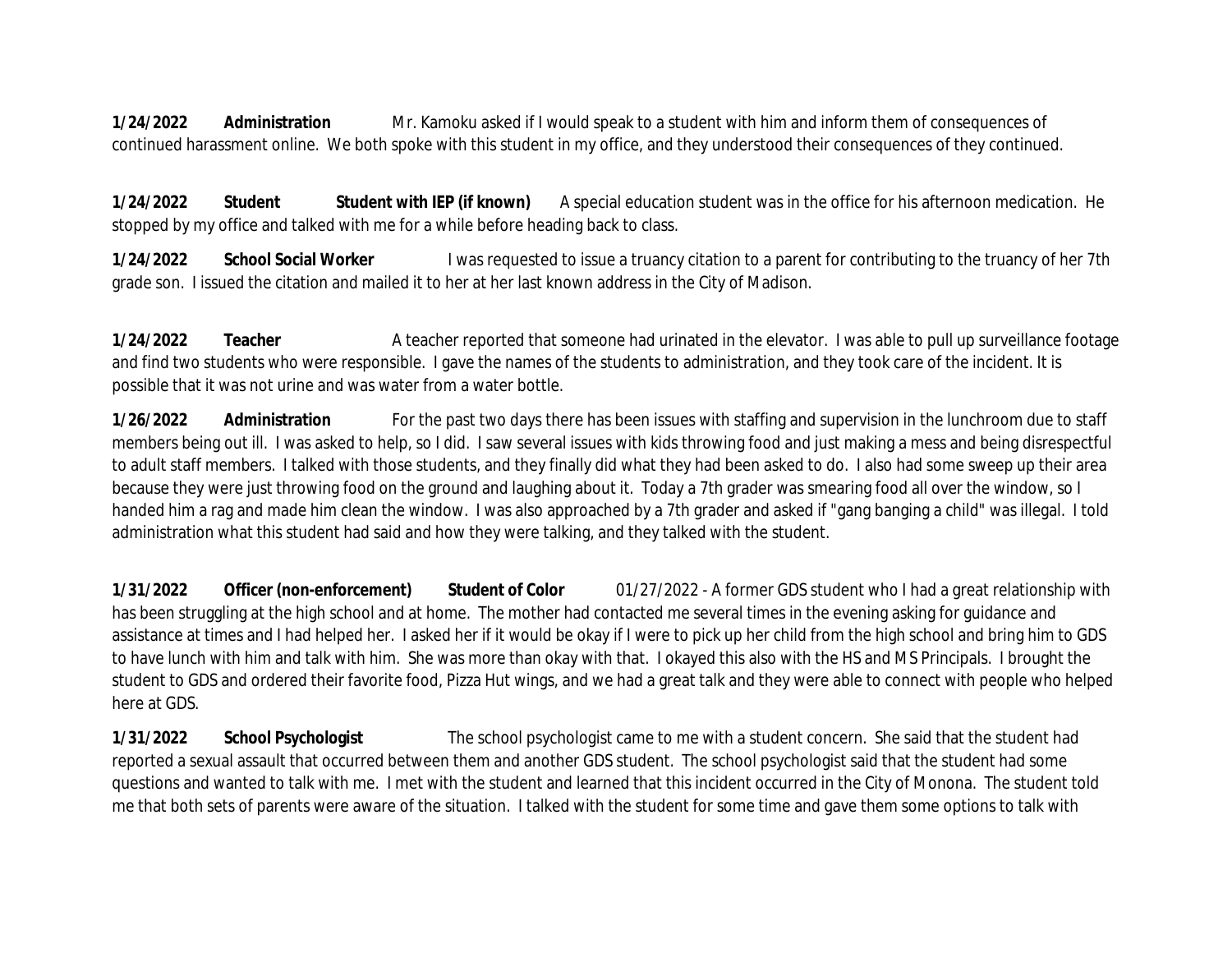**1/24/2022** **Administration** Mr. Kamoku asked if I would speak to a student with him and inform them of consequences of continued harassment online. We both spoke with this student in my office, and they understood their consequences of they continued.

**1/24/2022** **Student** **Student with IEP (if known)** A special education student was in the office for his afternoon medication. He stopped by my office and talked with me for a while before heading back to class.

**1/24/2022** **School Social Worker** I was requested to issue a truancy citation to a parent for contributing to the truancy of her 7th grade son. I issued the citation and mailed it to her at her last known address in the City of Madison.

**1/24/2022** **Teacher** A teacher reported that someone had urinated in the elevator. I was able to pull up surveillance footage and find two students who were responsible. I gave the names of the students to administration, and they took care of the incident. It is possible that it was not urine and was water from a water bottle.

**1/26/2022** **Administration** For the past two days there has been issues with staffing and supervision in the lunchroom due to staff members being out ill. I was asked to help, so I did. I saw several issues with kids throwing food and just making a mess and being disrespectful to adult staff members. I talked with those students, and they finally did what they had been asked to do. I also had some sweep up their area because they were just throwing food on the ground and laughing about it. Today a 7th grader was smearing food all over the window, so I handed him a rag and made him clean the window. I was also approached by a 7th grader and asked if "gang banging a child" was illegal. I told administration what this student had said and how they were talking, and they talked with the student.

**1/31/2022** **Officer (non-enforcement)** **Student of Color** 01/27/2022 - A former GDS student who I had a great relationship with has been struggling at the high school and at home. The mother had contacted me several times in the evening asking for guidance and assistance at times and I had helped her. I asked her if it would be okay if I were to pick up her child from the high school and bring him to GDS to have lunch with him and talk with him. She was more than okay with that. I okayed this also with the HS and MS Principals. I brought the student to GDS and ordered their favorite food, Pizza Hut wings, and we had a great talk and they were able to connect with people who helped here at GDS.

**1/31/2022** **School Psychologist** The school psychologist came to me with a student concern. She said that the student had reported a sexual assault that occurred between them and another GDS student. The school psychologist said that the student had some questions and wanted to talk with me. I met with the student and learned that this incident occurred in the City of Monona. The student told me that both sets of parents were aware of the situation. I talked with the student for some time and gave them some options to talk with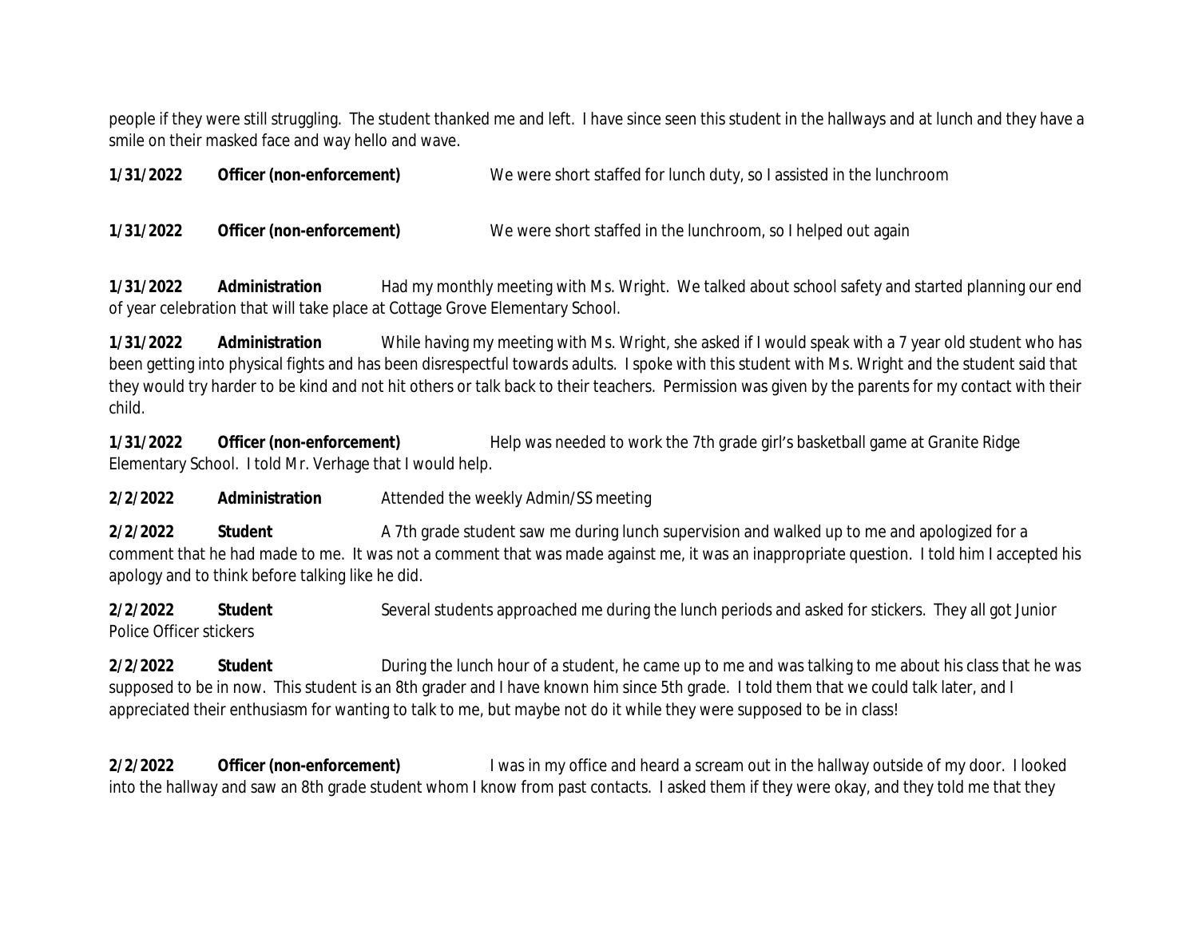people if they were still struggling. The student thanked me and left. I have since seen this student in the hallways and at lunch and they have a smile on their masked face and way hello and wave.

**1/31/2022** **Officer (non-enforcement)** We were short staffed for lunch duty, so I assisted in the lunchroom

**1/31/2022** **Officer (non-enforcement)** We were short staffed in the lunchroom, so I helped out again

**1/31/2022** **Administration** Had my monthly meeting with Ms. Wright. We talked about school safety and started planning our end of year celebration that will take place at Cottage Grove Elementary School.

**1/31/2022** **Administration** While having my meeting with Ms. Wright, she asked if I would speak with a 7 year old student who has been getting into physical fights and has been disrespectful towards adults. I spoke with this student with Ms. Wright and the student said that they would try harder to be kind and not hit others or talk back to their teachers. Permission was given by the parents for my contact with their child.

**1/31/2022** **Officer (non-enforcement)** Help was needed to work the 7th grade girl's basketball game at Granite Ridge Elementary School. I told Mr. Verhage that I would help.

**2/2/2022** **Administration** Attended the weekly Admin/SS meeting

**2/2/2022** **Student** A 7th grade student saw me during lunch supervision and walked up to me and apologized for a comment that he had made to me. It was not a comment that was made against me, it was an inappropriate question. I told him I accepted his apology and to think before talking like he did.

**2/2/2022** **Student** Several students approached me during the lunch periods and asked for stickers. They all got Junior Police Officer stickers

**2/2/2022** **Student** During the lunch hour of a student, he came up to me and was talking to me about his class that he was supposed to be in now. This student is an 8th grader and I have known him since 5th grade. I told them that we could talk later, and I appreciated their enthusiasm for wanting to talk to me, but maybe not do it while they were supposed to be in class!

**2/2/2022** **Officer (non-enforcement)** I was in my office and heard a scream out in the hallway outside of my door. I looked into the hallway and saw an 8th grade student whom I know from past contacts. I asked them if they were okay, and they told me that they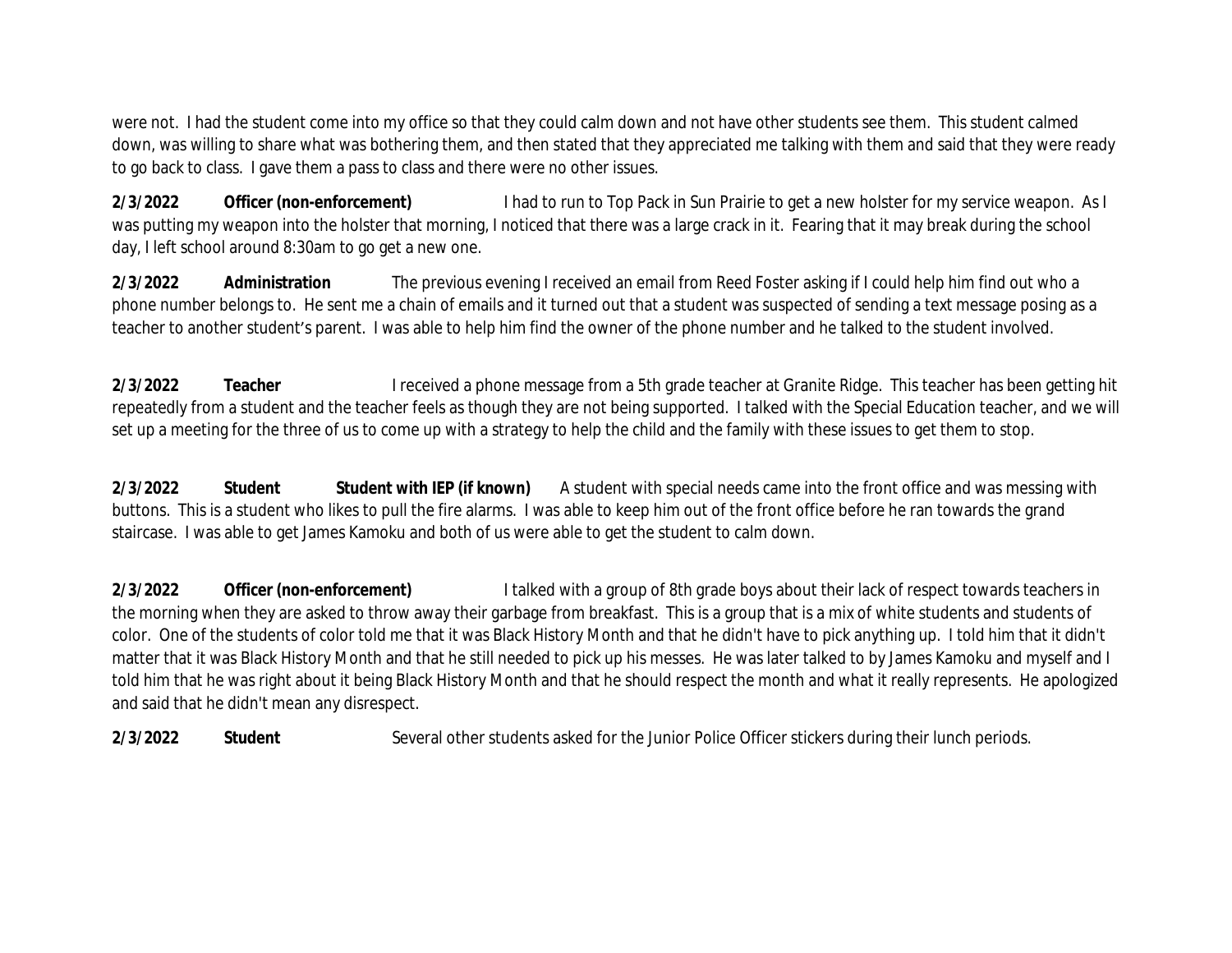were not. I had the student come into my office so that they could calm down and not have other students see them. This student calmed down, was willing to share what was bothering them, and then stated that they appreciated me talking with them and said that they were ready to go back to class. I gave them a pass to class and there were no other issues.

**2/3/2022** **Officer (non-enforcement)** I had to run to Top Pack in Sun Prairie to get a new holster for my service weapon. As I was putting my weapon into the holster that morning, I noticed that there was a large crack in it. Fearing that it may break during the school day, I left school around 8:30am to go get a new one.

**2/3/2022** **Administration** The previous evening I received an email from Reed Foster asking if I could help him find out who a phone number belongs to. He sent me a chain of emails and it turned out that a student was suspected of sending a text message posing as a teacher to another student's parent. I was able to help him find the owner of the phone number and he talked to the student involved.

**2/3/2022** **Teacher** I received a phone message from a 5th grade teacher at Granite Ridge. This teacher has been getting hit repeatedly from a student and the teacher feels as though they are not being supported. I talked with the Special Education teacher, and we will set up a meeting for the three of us to come up with a strategy to help the child and the family with these issues to get them to stop.

**2/3/2022** **Student** **Student with IEP (if known)** A student with special needs came into the front office and was messing with buttons. This is a student who likes to pull the fire alarms. I was able to keep him out of the front office before he ran towards the grand staircase. I was able to get James Kamoku and both of us were able to get the student to calm down.

**2/3/2022** **Officer (non-enforcement)** I talked with a group of 8th grade boys about their lack of respect towards teachers in the morning when they are asked to throw away their garbage from breakfast. This is a group that is a mix of white students and students of color. One of the students of color told me that it was Black History Month and that he didn't have to pick anything up. I told him that it didn't matter that it was Black History Month and that he still needed to pick up his messes. He was later talked to by James Kamoku and myself and I told him that he was right about it being Black History Month and that he should respect the month and what it really represents. He apologized and said that he didn't mean any disrespect.

**2/3/2022** **Student** Several other students asked for the Junior Police Officer stickers during their lunch periods.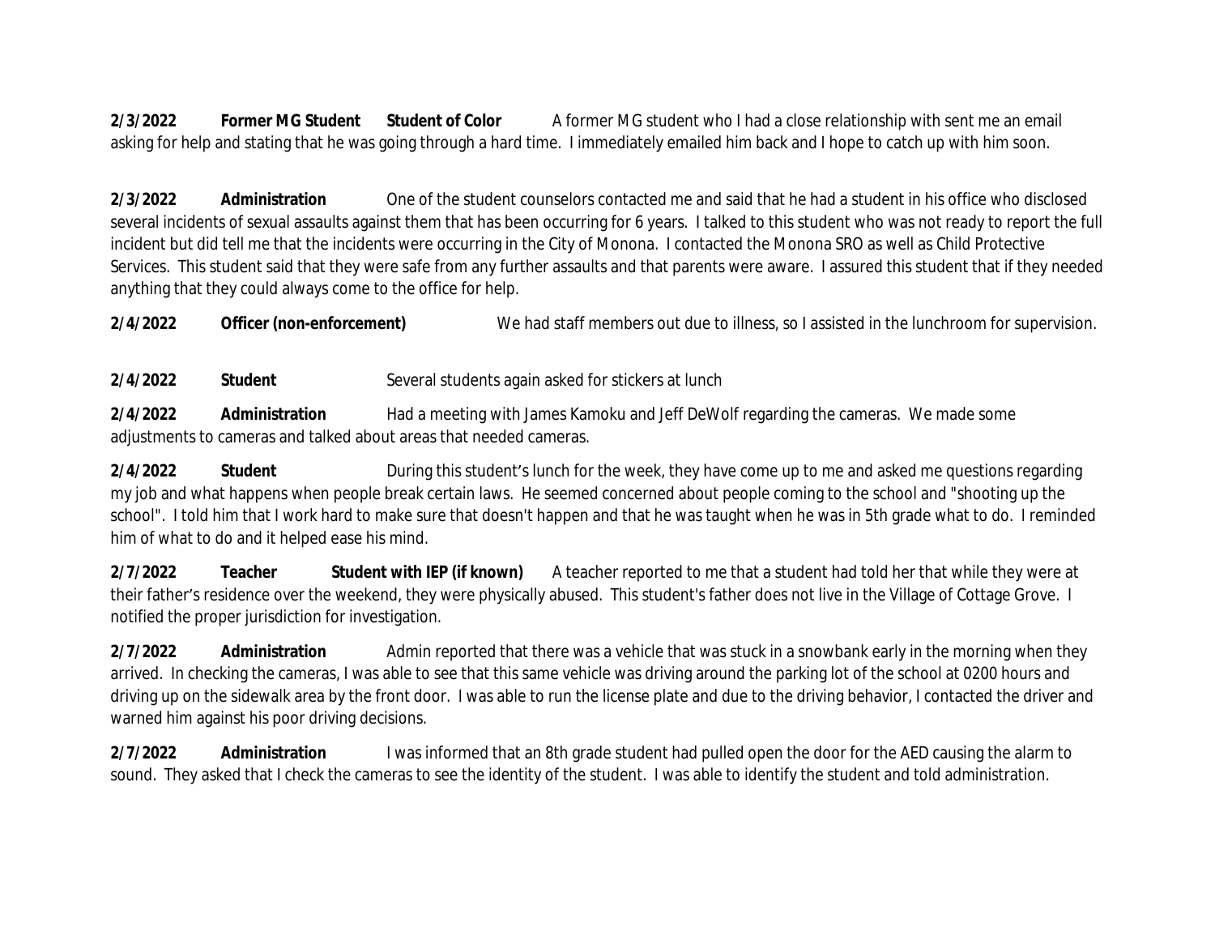**2/3/2022** **Former MG Student** **Student of Color** A former MG student who I had a close relationship with sent me an email asking for help and stating that he was going through a hard time. I immediately emailed him back and I hope to catch up with him soon.

**2/3/2022** **Administration** One of the student counselors contacted me and said that he had a student in his office who disclosed several incidents of sexual assaults against them that has been occurring for 6 years. I talked to this student who was not ready to report the full incident but did tell me that the incidents were occurring in the City of Monona. I contacted the Monona SRO as well as Child Protective Services. This student said that they were safe from any further assaults and that parents were aware. I assured this student that if they needed anything that they could always come to the office for help.

**2/4/2022** **Officer (non-enforcement)** We had staff members out due to illness, so I assisted in the lunchroom for supervision.

**2/4/2022** **Student** Several students again asked for stickers at lunch

**2/4/2022** **Administration** Had a meeting with James Kamoku and Jeff DeWolf regarding the cameras. We made some adjustments to cameras and talked about areas that needed cameras.

**2/4/2022** **Student** During this student's lunch for the week, they have come up to me and asked me questions regarding my job and what happens when people break certain laws. He seemed concerned about people coming to the school and "shooting up the school". I told him that I work hard to make sure that doesn't happen and that he was taught when he was in 5th grade what to do. I reminded him of what to do and it helped ease his mind.

**2/7/2022** **Teacher** **Student with IEP (if known)** A teacher reported to me that a student had told her that while they were at their father's residence over the weekend, they were physically abused. This student's father does not live in the Village of Cottage Grove. I notified the proper jurisdiction for investigation.

**2/7/2022** **Administration** Admin reported that there was a vehicle that was stuck in a snowbank early in the morning when they arrived. In checking the cameras, I was able to see that this same vehicle was driving around the parking lot of the school at 0200 hours and driving up on the sidewalk area by the front door. I was able to run the license plate and due to the driving behavior, I contacted the driver and warned him against his poor driving decisions.

**2/7/2022** **Administration** I was informed that an 8th grade student had pulled open the door for the AED causing the alarm to sound. They asked that I check the cameras to see the identity of the student. I was able to identify the student and told administration.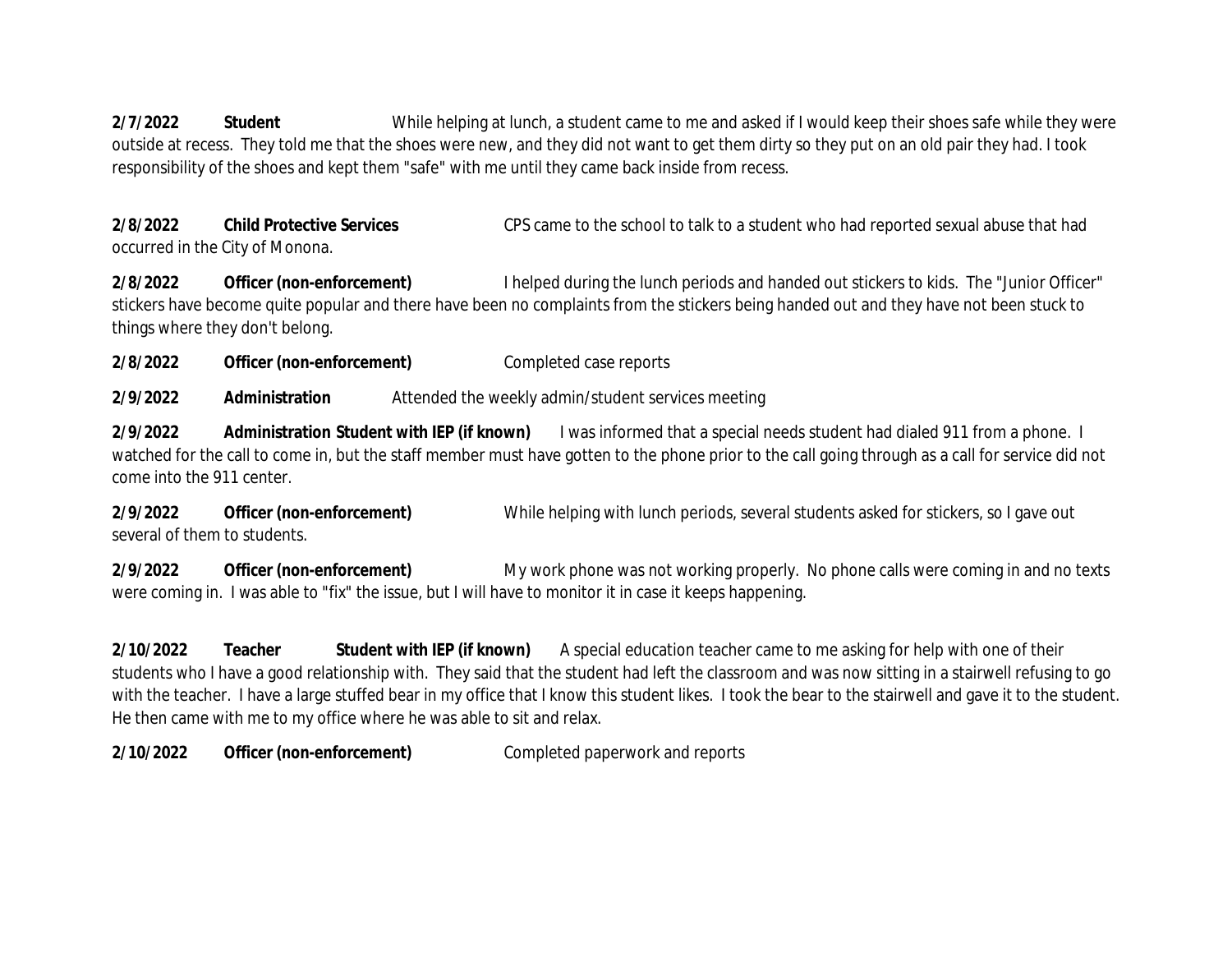**2/7/2022** **Student** While helping at lunch, a student came to me and asked if I would keep their shoes safe while they were outside at recess. They told me that the shoes were new, and they did not want to get them dirty so they put on an old pair they had. I took responsibility of the shoes and kept them "safe" with me until they came back inside from recess.

**2/8/2022** **Child Protective Services** CPS came to the school to talk to a student who had reported sexual abuse that had occurred in the City of Monona.

**2/8/2022** **Officer (non-enforcement)** I helped during the lunch periods and handed out stickers to kids. The "Junior Officer" stickers have become quite popular and there have been no complaints from the stickers being handed out and they have not been stuck to things where they don't belong.

**2/8/2022** **Officer (non-enforcement)** Completed case reports

**2/9/2022** **Administration** Attended the weekly admin/student services meeting

**2/9/2022** **Administration** **Student with IEP (if known)** I was informed that a special needs student had dialed 911 from a phone. I watched for the call to come in, but the staff member must have gotten to the phone prior to the call going through as a call for service did not come into the 911 center.

**2/9/2022** **Officer (non-enforcement)** While helping with lunch periods, several students asked for stickers, so I gave out several of them to students.

**2/9/2022** **Officer (non-enforcement)** My work phone was not working properly. No phone calls were coming in and no texts were coming in. I was able to "fix" the issue, but I will have to monitor it in case it keeps happening.

**2/10/2022** **Teacher** **Student with IEP (if known)** A special education teacher came to me asking for help with one of their students who I have a good relationship with. They said that the student had left the classroom and was now sitting in a stairwell refusing to go with the teacher. I have a large stuffed bear in my office that I know this student likes. I took the bear to the stairwell and gave it to the student. He then came with me to my office where he was able to sit and relax.

**2/10/2022** **Officer (non-enforcement)** Completed paperwork and reports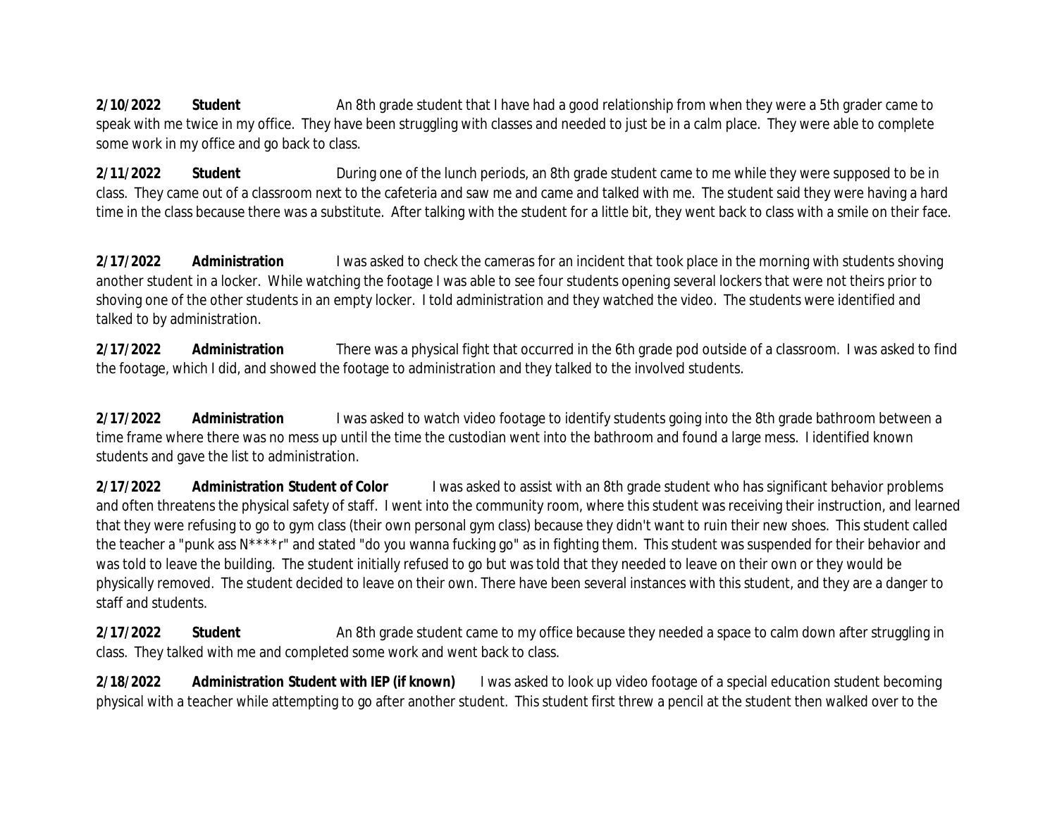**2/10/2022** **Student** An 8th grade student that I have had a good relationship from when they were a 5th grader came to speak with me twice in my office. They have been struggling with classes and needed to just be in a calm place. They were able to complete some work in my office and go back to class.

**2/11/2022** **Student** During one of the lunch periods, an 8th grade student came to me while they were supposed to be in class. They came out of a classroom next to the cafeteria and saw me and came and talked with me. The student said they were having a hard time in the class because there was a substitute. After talking with the student for a little bit, they went back to class with a smile on their face.

**2/17/2022** **Administration** I was asked to check the cameras for an incident that took place in the morning with students shoving another student in a locker. While watching the footage I was able to see four students opening several lockers that were not theirs prior to shoving one of the other students in an empty locker. I told administration and they watched the video. The students were identified and talked to by administration.

**2/17/2022** **Administration** There was a physical fight that occurred in the 6th grade pod outside of a classroom. I was asked to find the footage, which I did, and showed the footage to administration and they talked to the involved students.

**2/17/2022** **Administration** I was asked to watch video footage to identify students going into the 8th grade bathroom between a time frame where there was no mess up until the time the custodian went into the bathroom and found a large mess. I identified known students and gave the list to administration.

**2/17/2022** **Administration Student of Color** I was asked to assist with an 8th grade student who has significant behavior problems and often threatens the physical safety of staff. I went into the community room, where this student was receiving their instruction, and learned that they were refusing to go to gym class (their own personal gym class) because they didn't want to ruin their new shoes. This student called the teacher a "punk ass N****r" and stated "do you wanna fucking go" as in fighting them. This student was suspended for their behavior and was told to leave the building. The student initially refused to go but was told that they needed to leave on their own or they would be physically removed. The student decided to leave on their own. There have been several instances with this student, and they are a danger to staff and students.

**2/17/2022** **Student** An 8th grade student came to my office because they needed a space to calm down after struggling in class. They talked with me and completed some work and went back to class.

**2/18/2022** **Administration Student with IEP (if known)** I was asked to look up video footage of a special education student becoming physical with a teacher while attempting to go after another student. This student first threw a pencil at the student then walked over to the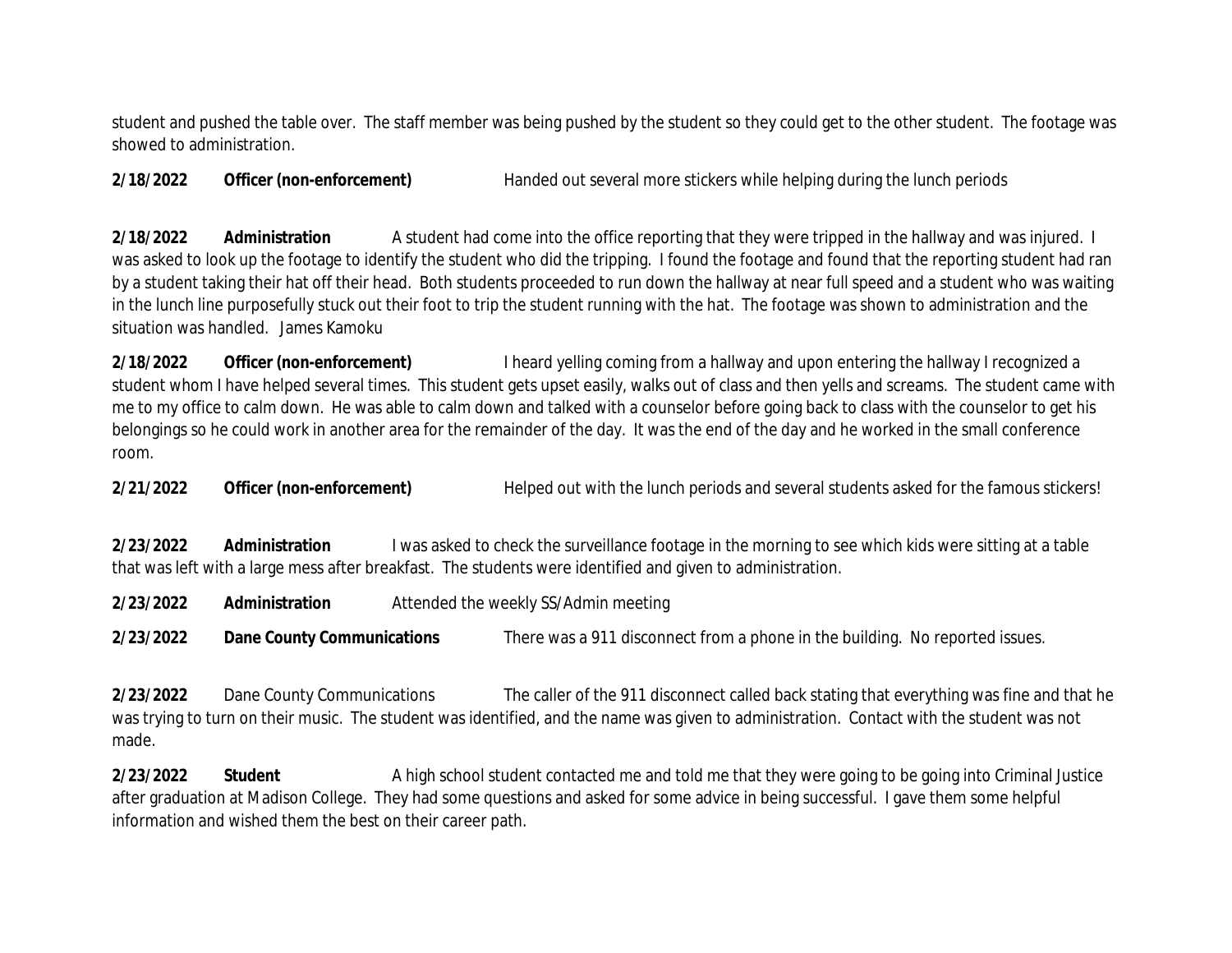student and pushed the table over. The staff member was being pushed by the student so they could get to the other student. The footage was showed to administration.

**2/18/2022** **Officer (non-enforcement)** Handed out several more stickers while helping during the lunch periods

**2/18/2022** **Administration** A student had come into the office reporting that they were tripped in the hallway and was injured. I was asked to look up the footage to identify the student who did the tripping. I found the footage and found that the reporting student had ran by a student taking their hat off their head. Both students proceeded to run down the hallway at near full speed and a student who was waiting in the lunch line purposefully stuck out their foot to trip the student running with the hat. The footage was shown to administration and the situation was handled. James Kamoku

**2/18/2022** **Officer (non-enforcement)** I heard yelling coming from a hallway and upon entering the hallway I recognized a student whom I have helped several times. This student gets upset easily, walks out of class and then yells and screams. The student came with me to my office to calm down. He was able to calm down and talked with a counselor before going back to class with the counselor to get his belongings so he could work in another area for the remainder of the day. It was the end of the day and he worked in the small conference room.

**2/21/2022** **Officer (non-enforcement)** Helped out with the lunch periods and several students asked for the famous stickers!

**2/23/2022** **Administration** I was asked to check the surveillance footage in the morning to see which kids were sitting at a table that was left with a large mess after breakfast. The students were identified and given to administration.

**2/23/2022** **Administration** Attended the weekly SS/Admin meeting

**2/23/2022** **Dane County Communications** There was a 911 disconnect from a phone in the building. No reported issues.

**2/23/2022** Dane County Communications The caller of the 911 disconnect called back stating that everything was fine and that he was trying to turn on their music. The student was identified, and the name was given to administration. Contact with the student was not made.

**2/23/2022** **Student** A high school student contacted me and told me that they were going to be going into Criminal Justice after graduation at Madison College. They had some questions and asked for some advice in being successful. I gave them some helpful information and wished them the best on their career path.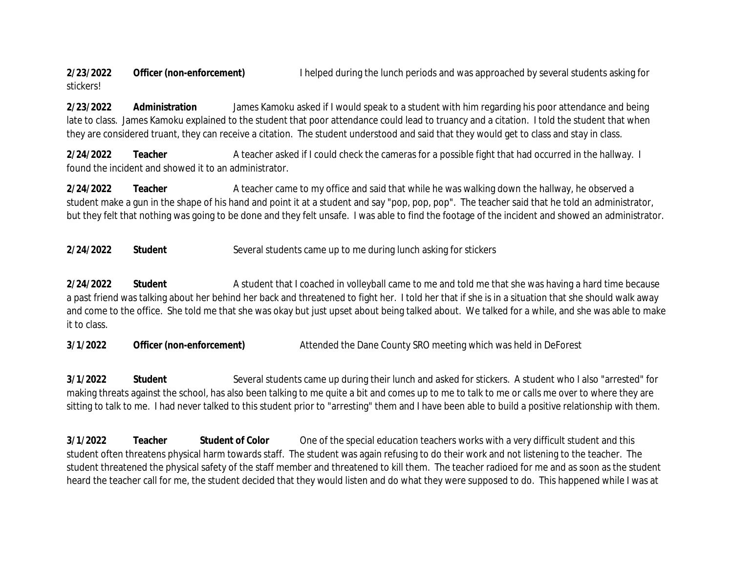**2/23/2022** **Officer (non-enforcement)** I helped during the lunch periods and was approached by several students asking for stickers!

**2/23/2022** **Administration** James Kamoku asked if I would speak to a student with him regarding his poor attendance and being late to class. James Kamoku explained to the student that poor attendance could lead to truancy and a citation. I told the student that when they are considered truant, they can receive a citation. The student understood and said that they would get to class and stay in class.

**2/24/2022** **Teacher** A teacher asked if I could check the cameras for a possible fight that had occurred in the hallway. I found the incident and showed it to an administrator.

**2/24/2022** **Teacher** A teacher came to my office and said that while he was walking down the hallway, he observed a student make a gun in the shape of his hand and point it at a student and say "pop, pop, pop". The teacher said that he told an administrator, but they felt that nothing was going to be done and they felt unsafe. I was able to find the footage of the incident and showed an administrator.

**2/24/2022** **Student** Several students came up to me during lunch asking for stickers

**2/24/2022** **Student** A student that I coached in volleyball came to me and told me that she was having a hard time because a past friend was talking about her behind her back and threatened to fight her. I told her that if she is in a situation that she should walk away and come to the office. She told me that she was okay but just upset about being talked about. We talked for a while, and she was able to make it to class.

**3/1/2022** **Officer (non-enforcement)** Attended the Dane County SRO meeting which was held in DeForest

**3/1/2022** **Student** Several students came up during their lunch and asked for stickers. A student who I also "arrested" for making threats against the school, has also been talking to me quite a bit and comes up to me to talk to me or calls me over to where they are sitting to talk to me. I had never talked to this student prior to "arresting" them and I have been able to build a positive relationship with them.

**3/1/2022** **Teacher** **Student of Color** One of the special education teachers works with a very difficult student and this student often threatens physical harm towards staff. The student was again refusing to do their work and not listening to the teacher. The student threatened the physical safety of the staff member and threatened to kill them. The teacher radioed for me and as soon as the student heard the teacher call for me, the student decided that they would listen and do what they were supposed to do. This happened while I was at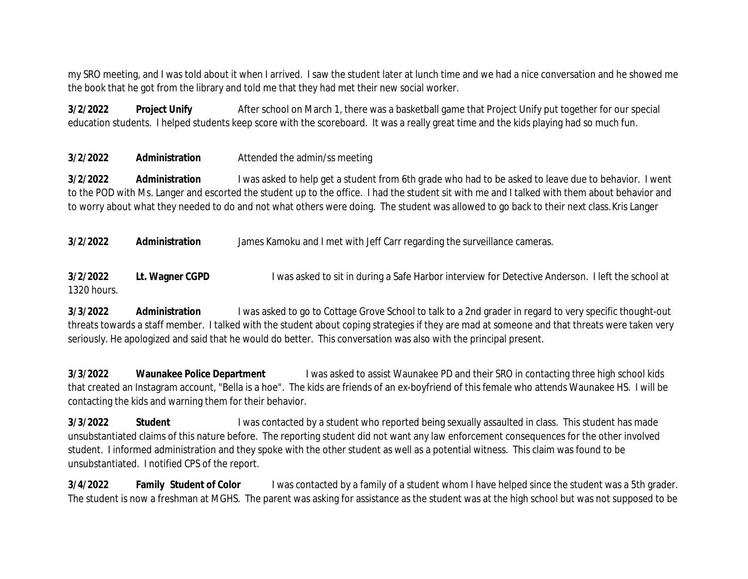my SRO meeting, and I was told about it when I arrived. I saw the student later at lunch time and we had a nice conversation and he showed me the book that he got from the library and told me that they had met their new social worker.

**3/2/2022** **Project Unify** After school on March 1, there was a basketball game that Project Unify put together for our special education students. I helped students keep score with the scoreboard. It was a really great time and the kids playing had so much fun.

**3/2/2022** **Administration** Attended the admin/ss meeting

**3/2/2022** **Administration** I was asked to help get a student from 6th grade who had to be asked to leave due to behavior. I went to the POD with Ms. Langer and escorted the student up to the office. I had the student sit with me and I talked with them about behavior and to worry about what they needed to do and not what others were doing. The student was allowed to go back to their next class. Kris Langer

**3/2/2022** **Administration** James Kamoku and I met with Jeff Carr regarding the surveillance cameras.

**3/2/2022** **Lt. Wagner CGPD** I was asked to sit in during a Safe Harbor interview for Detective Anderson. I left the school at 1320 hours.

**3/3/2022** **Administration** I was asked to go to Cottage Grove School to talk to a 2nd grader in regard to very specific thought-out threats towards a staff member. I talked with the student about coping strategies if they are mad at someone and that threats were taken very seriously. He apologized and said that he would do better. This conversation was also with the principal present.

**3/3/2022** **Waunakee Police Department** I was asked to assist Waunakee PD and their SRO in contacting three high school kids that created an Instagram account, "Bella is a hoe". The kids are friends of an ex-boyfriend of this female who attends Waunakee HS. I will be contacting the kids and warning them for their behavior.

**3/3/2022** **Student** I was contacted by a student who reported being sexually assaulted in class. This student has made unsubstantiated claims of this nature before. The reporting student did not want any law enforcement consequences for the other involved student. I informed administration and they spoke with the other student as well as a potential witness. This claim was found to be unsubstantiated. I notified CPS of the report.

**3/4/2022** **Family Student of Color** I was contacted by a family of a student whom I have helped since the student was a 5th grader. The student is now a freshman at MGHS. The parent was asking for assistance as the student was at the high school but was not supposed to be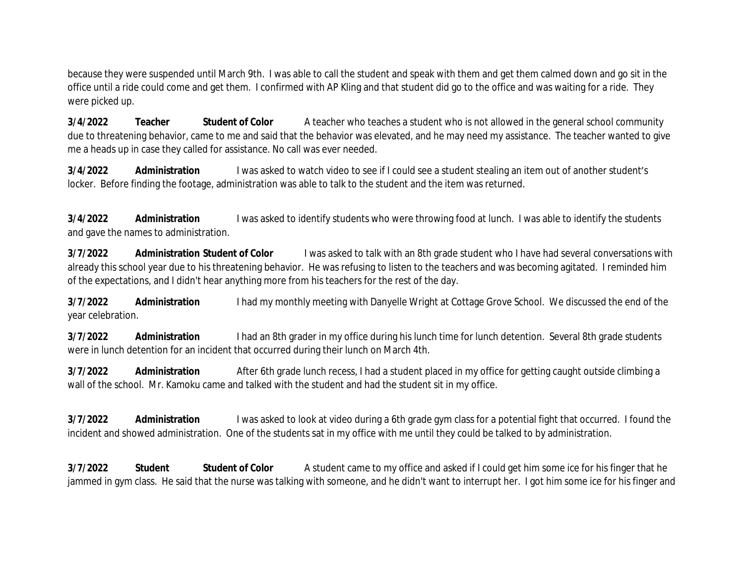because they were suspended until March 9th. I was able to call the student and speak with them and get them calmed down and go sit in the office until a ride could come and get them. I confirmed with AP Kling and that student did go to the office and was waiting for a ride. They were picked up.

**3/4/2022** **Teacher** **Student of Color** A teacher who teaches a student who is not allowed in the general school community due to threatening behavior, came to me and said that the behavior was elevated, and he may need my assistance. The teacher wanted to give me a heads up in case they called for assistance. No call was ever needed.

**3/4/2022** **Administration** I was asked to watch video to see if I could see a student stealing an item out of another student's locker. Before finding the footage, administration was able to talk to the student and the item was returned.

**3/4/2022** **Administration** I was asked to identify students who were throwing food at lunch. I was able to identify the students and gave the names to administration.

**3/7/2022** **Administration** **Student of Color** I was asked to talk with an 8th grade student who I have had several conversations with already this school year due to his threatening behavior. He was refusing to listen to the teachers and was becoming agitated. I reminded him of the expectations, and I didn't hear anything more from his teachers for the rest of the day.

**3/7/2022** **Administration** I had my monthly meeting with Danyelle Wright at Cottage Grove School. We discussed the end of the year celebration.

**3/7/2022** **Administration** I had an 8th grader in my office during his lunch time for lunch detention. Several 8th grade students were in lunch detention for an incident that occurred during their lunch on March 4th.

**3/7/2022** **Administration** After 6th grade lunch recess, I had a student placed in my office for getting caught outside climbing a wall of the school. Mr. Kamoku came and talked with the student and had the student sit in my office.

**3/7/2022** **Administration** I was asked to look at video during a 6th grade gym class for a potential fight that occurred. I found the incident and showed administration. One of the students sat in my office with me until they could be talked to by administration.

**3/7/2022** **Student** **Student of Color** A student came to my office and asked if I could get him some ice for his finger that he jammed in gym class. He said that the nurse was talking with someone, and he didn't want to interrupt her. I got him some ice for his finger and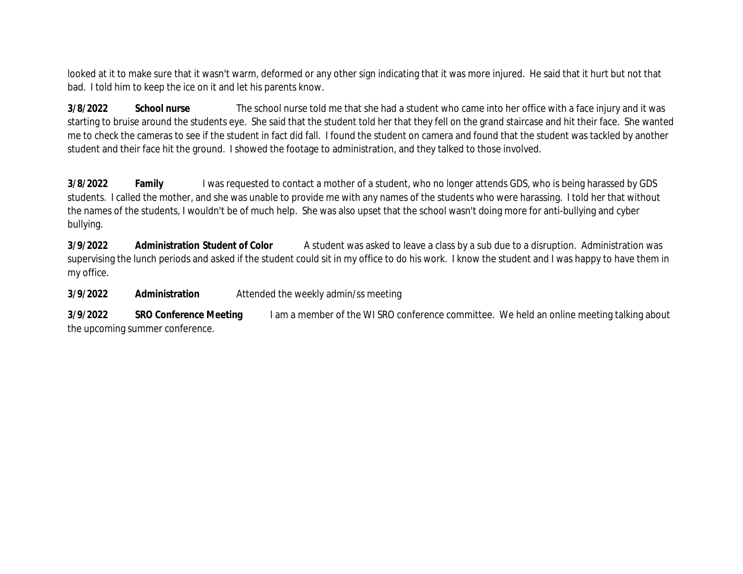looked at it to make sure that it wasn't warm, deformed or any other sign indicating that it was more injured. He said that it hurt but not that bad. I told him to keep the ice on it and let his parents know.

**3/8/2022** **School nurse** The school nurse told me that she had a student who came into her office with a face injury and it was starting to bruise around the students eye. She said that the student told her that they fell on the grand staircase and hit their face. She wanted me to check the cameras to see if the student in fact did fall. I found the student on camera and found that the student was tackled by another student and their face hit the ground. I showed the footage to administration, and they talked to those involved.

**3/8/2022** **Family** I was requested to contact a mother of a student, who no longer attends GDS, who is being harassed by GDS students. I called the mother, and she was unable to provide me with any names of the students who were harassing. I told her that without the names of the students, I wouldn't be of much help. She was also upset that the school wasn't doing more for anti-bullying and cyber bullying.

**3/9/2022** **Administration Student of Color** A student was asked to leave a class by a sub due to a disruption. Administration was supervising the lunch periods and asked if the student could sit in my office to do his work. I know the student and I was happy to have them in my office.

**3/9/2022** **Administration** Attended the weekly admin/ss meeting

**3/9/2022** **SRO Conference Meeting** I am a member of the WI SRO conference committee. We held an online meeting talking about the upcoming summer conference.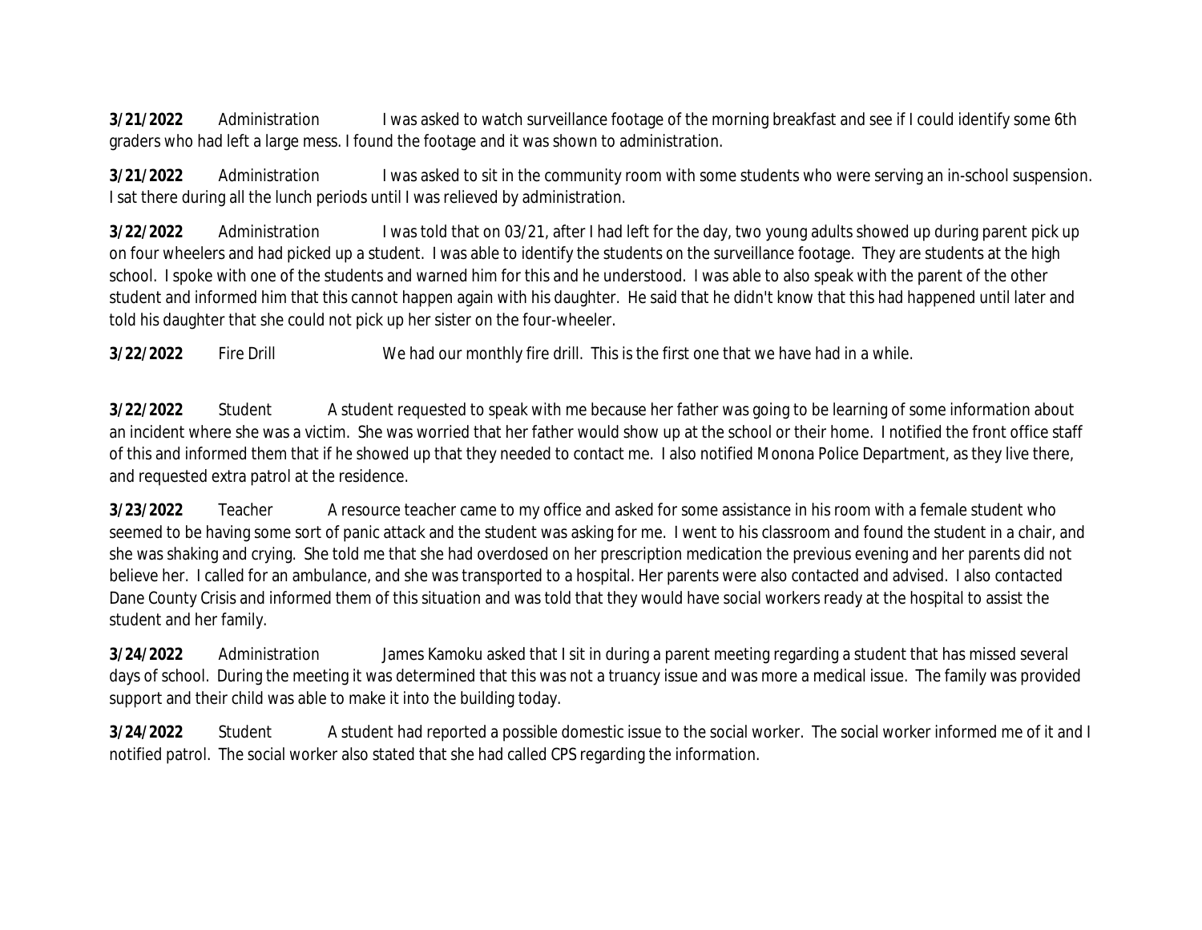**3/21/2022** Administration I was asked to watch surveillance footage of the morning breakfast and see if I could identify some 6th graders who had left a large mess. I found the footage and it was shown to administration.

**3/21/2022** Administration I was asked to sit in the community room with some students who were serving an in-school suspension. I sat there during all the lunch periods until I was relieved by administration.

**3/22/2022** Administration I was told that on 03/21, after I had left for the day, two young adults showed up during parent pick up on four wheelers and had picked up a student. I was able to identify the students on the surveillance footage. They are students at the high school. I spoke with one of the students and warned him for this and he understood. I was able to also speak with the parent of the other student and informed him that this cannot happen again with his daughter. He said that he didn't know that this had happened until later and told his daughter that she could not pick up her sister on the four-wheeler.

**3/22/2022** Fire Drill We had our monthly fire drill. This is the first one that we have had in a while.

**3/22/2022** Student A student requested to speak with me because her father was going to be learning of some information about an incident where she was a victim. She was worried that her father would show up at the school or their home. I notified the front office staff of this and informed them that if he showed up that they needed to contact me. I also notified Monona Police Department, as they live there, and requested extra patrol at the residence.

**3/23/2022** Teacher A resource teacher came to my office and asked for some assistance in his room with a female student who seemed to be having some sort of panic attack and the student was asking for me. I went to his classroom and found the student in a chair, and she was shaking and crying. She told me that she had overdosed on her prescription medication the previous evening and her parents did not believe her. I called for an ambulance, and she was transported to a hospital. Her parents were also contacted and advised. I also contacted Dane County Crisis and informed them of this situation and was told that they would have social workers ready at the hospital to assist the student and her family.

**3/24/2022** Administration James Kamoku asked that I sit in during a parent meeting regarding a student that has missed several days of school. During the meeting it was determined that this was not a truancy issue and was more a medical issue. The family was provided support and their child was able to make it into the building today.

**3/24/2022** Student A student had reported a possible domestic issue to the social worker. The social worker informed me of it and I notified patrol. The social worker also stated that she had called CPS regarding the information.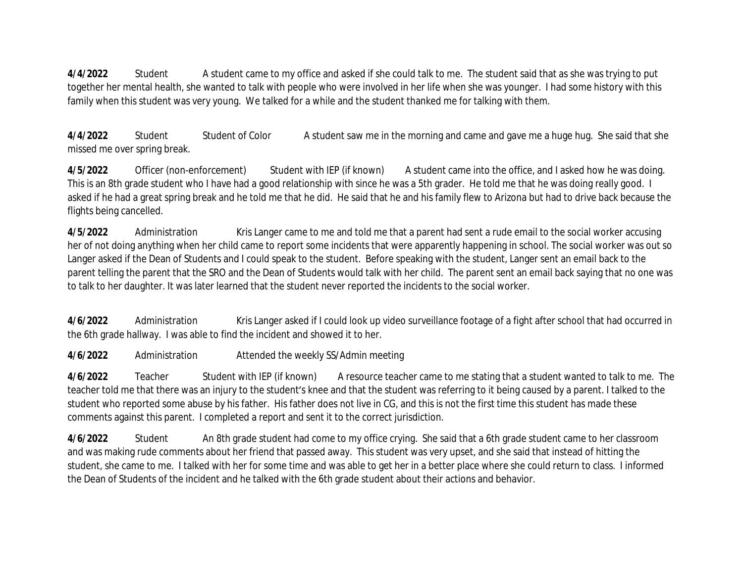**4/4/2022** Student A student came to my office and asked if she could talk to me. The student said that as she was trying to put together her mental health, she wanted to talk with people who were involved in her life when she was younger. I had some history with this family when this student was very young. We talked for a while and the student thanked me for talking with them.

**4/4/2022** Student Student of Color A student saw me in the morning and came and gave me a huge hug. She said that she missed me over spring break.

**4/5/2022** Officer (non-enforcement) Student with IEP (if known) A student came into the office, and I asked how he was doing. This is an 8th grade student who I have had a good relationship with since he was a 5th grader. He told me that he was doing really good. I asked if he had a great spring break and he told me that he did. He said that he and his family flew to Arizona but had to drive back because the flights being cancelled.

**4/5/2022** Administration Kris Langer came to me and told me that a parent had sent a rude email to the social worker accusing her of not doing anything when her child came to report some incidents that were apparently happening in school. The social worker was out so Langer asked if the Dean of Students and I could speak to the student. Before speaking with the student, Langer sent an email back to the parent telling the parent that the SRO and the Dean of Students would talk with her child. The parent sent an email back saying that no one was to talk to her daughter. It was later learned that the student never reported the incidents to the social worker.

**4/6/2022** Administration Kris Langer asked if I could look up video surveillance footage of a fight after school that had occurred in the 6th grade hallway. I was able to find the incident and showed it to her.

**4/6/2022** Administration Attended the weekly SS/Admin meeting

**4/6/2022** Teacher Student with IEP (if known) A resource teacher came to me stating that a student wanted to talk to me. The teacher told me that there was an injury to the student's knee and that the student was referring to it being caused by a parent. I talked to the student who reported some abuse by his father. His father does not live in CG, and this is not the first time this student has made these comments against this parent. I completed a report and sent it to the correct jurisdiction.

**4/6/2022** Student An 8th grade student had come to my office crying. She said that a 6th grade student came to her classroom and was making rude comments about her friend that passed away. This student was very upset, and she said that instead of hitting the student, she came to me. I talked with her for some time and was able to get her in a better place where she could return to class. I informed the Dean of Students of the incident and he talked with the 6th grade student about their actions and behavior.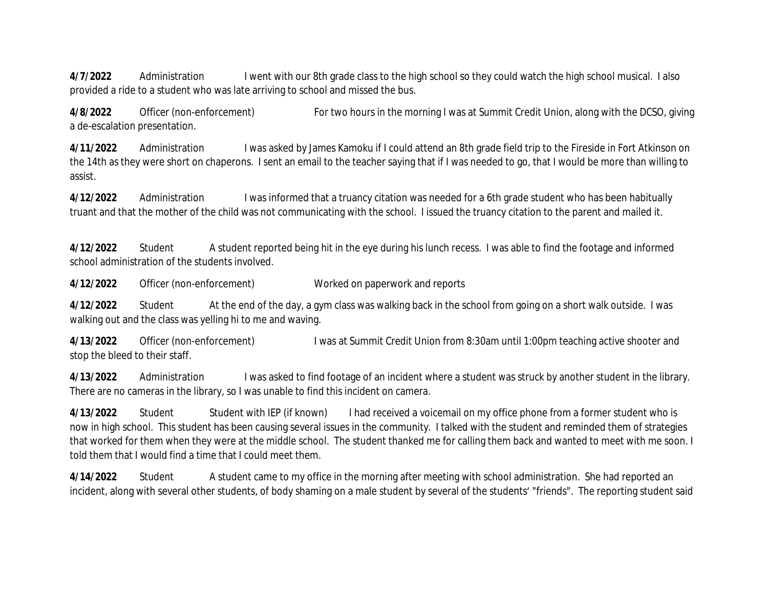**4/7/2022** Administration I went with our 8th grade class to the high school so they could watch the high school musical. I also provided a ride to a student who was late arriving to school and missed the bus.

**4/8/2022** Officer (non-enforcement) For two hours in the morning I was at Summit Credit Union, along with the DCSO, giving a de-escalation presentation.

**4/11/2022** Administration I was asked by James Kamoku if I could attend an 8th grade field trip to the Fireside in Fort Atkinson on the 14th as they were short on chaperons. I sent an email to the teacher saying that if I was needed to go, that I would be more than willing to assist.

**4/12/2022** Administration I was informed that a truancy citation was needed for a 6th grade student who has been habitually truant and that the mother of the child was not communicating with the school. I issued the truancy citation to the parent and mailed it.

**4/12/2022** Student A student reported being hit in the eye during his lunch recess. I was able to find the footage and informed school administration of the students involved.

**4/12/2022** Officer (non-enforcement) Worked on paperwork and reports

**4/12/2022** Student At the end of the day, a gym class was walking back in the school from going on a short walk outside. I was walking out and the class was yelling hi to me and waving.

**4/13/2022** Officer (non-enforcement) I was at Summit Credit Union from 8:30am until 1:00pm teaching active shooter and stop the bleed to their staff.

**4/13/2022** Administration I was asked to find footage of an incident where a student was struck by another student in the library. There are no cameras in the library, so I was unable to find this incident on camera.

**4/13/2022** Student Student with IEP (if known) I had received a voicemail on my office phone from a former student who is now in high school. This student has been causing several issues in the community. I talked with the student and reminded them of strategies that worked for them when they were at the middle school. The student thanked me for calling them back and wanted to meet with me soon. I told them that I would find a time that I could meet them.

**4/14/2022** Student A student came to my office in the morning after meeting with school administration. She had reported an incident, along with several other students, of body shaming on a male student by several of the students' "friends". The reporting student said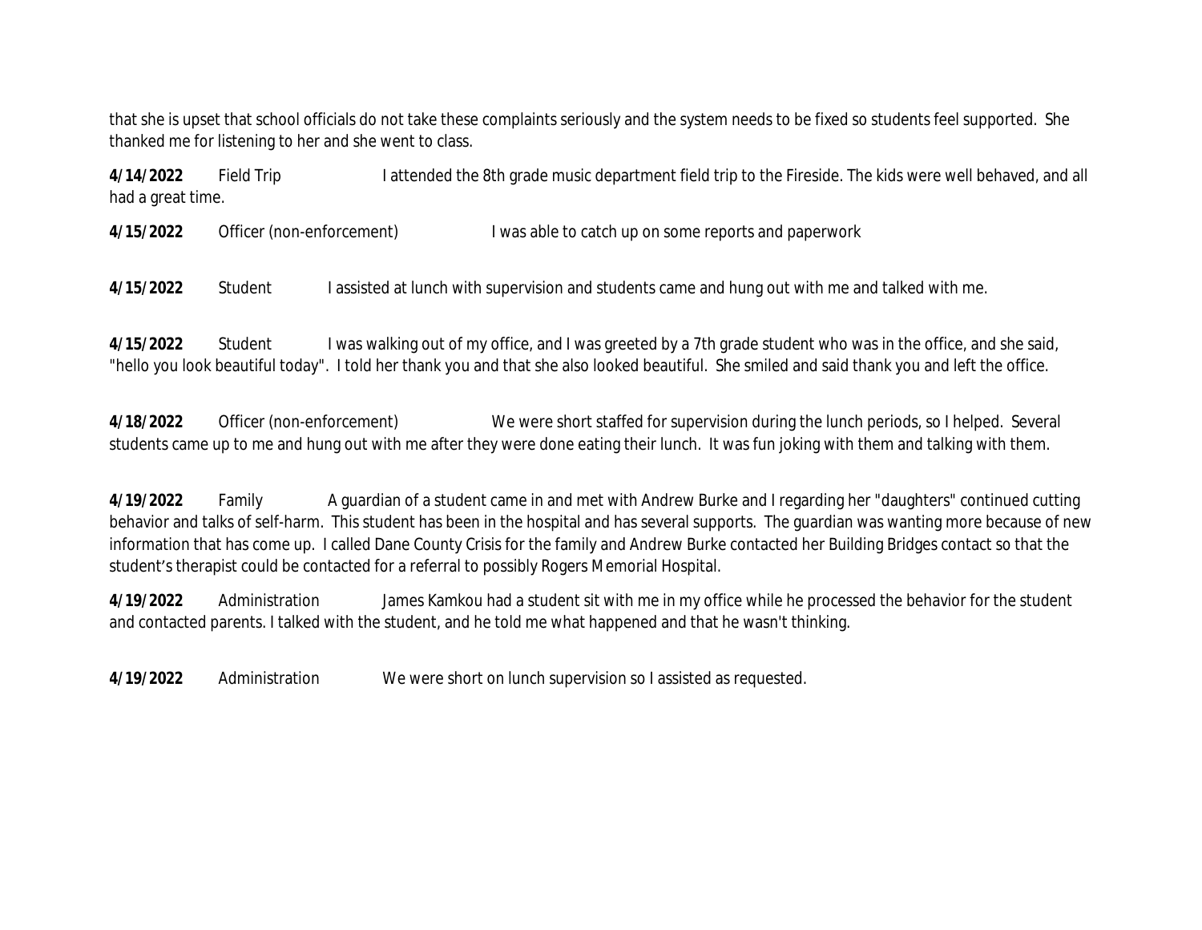that she is upset that school officials do not take these complaints seriously and the system needs to be fixed so students feel supported. She thanked me for listening to her and she went to class.

**4/14/2022** Field Trip I attended the 8th grade music department field trip to the Fireside. The kids were well behaved, and all had a great time.

**4/15/2022** Officer (non-enforcement) I was able to catch up on some reports and paperwork

**4/15/2022** Student I assisted at lunch with supervision and students came and hung out with me and talked with me.

**4/15/2022** Student I was walking out of my office, and I was greeted by a 7th grade student who was in the office, and she said, "hello you look beautiful today". I told her thank you and that she also looked beautiful. She smiled and said thank you and left the office.

**4/18/2022** Officer (non-enforcement) We were short staffed for supervision during the lunch periods, so I helped. Several students came up to me and hung out with me after they were done eating their lunch. It was fun joking with them and talking with them.

**4/19/2022** Family A guardian of a student came in and met with Andrew Burke and I regarding her "daughters" continued cutting behavior and talks of self-harm. This student has been in the hospital and has several supports. The guardian was wanting more because of new information that has come up. I called Dane County Crisis for the family and Andrew Burke contacted her Building Bridges contact so that the student's therapist could be contacted for a referral to possibly Rogers Memorial Hospital.

**4/19/2022** Administration James Kamkou had a student sit with me in my office while he processed the behavior for the student and contacted parents. I talked with the student, and he told me what happened and that he wasn't thinking.

**4/19/2022** Administration We were short on lunch supervision so I assisted as requested.